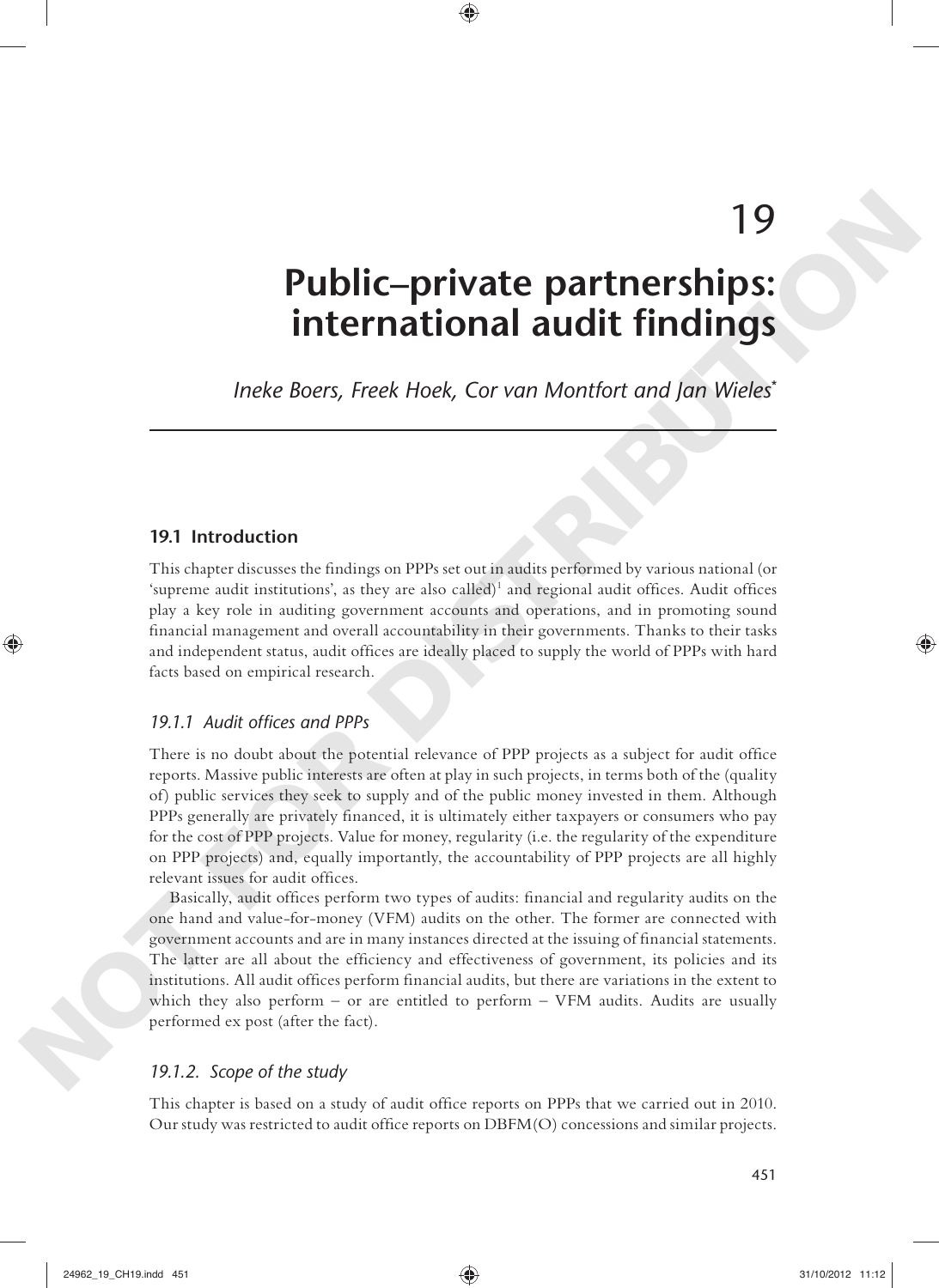# 19

# Public–private partnerships: international audit findings

*Ineke Boers, Freek Hoek, Cor van Montfort and Jan Wieles*[*]

## 19.1 Introduction

This chapter discusses the findings on PPPs set out in audits performed by various national (or 'supreme audit institutions', as they are also called)[1] and regional audit offices. Audit offices play a key role in auditing government accounts and operations, and in promoting sound financial management and overall accountability in their governments. Thanks to their tasks and independent status, audit offices are ideally placed to supply the world of PPPs with hard facts based on empirical research.

### *19.1.1 Audit offices and PPPs*

There is no doubt about the potential relevance of PPP projects as a subject for audit office reports. Massive public interests are often at play in such projects, in terms both of the (quality of) public services they seek to supply and of the public money invested in them. Although PPPs generally are privately financed, it is ultimately either taxpayers or consumers who pay for the cost of PPP projects. Value for money, regularity (i.e. the regularity of the expenditure on PPP projects) and, equally importantly, the accountability of PPP projects are all highly relevant issues for audit offices.

Basically, audit offices perform two types of audits: financial and regularity audits on the one hand and value-for-money (VFM) audits on the other. The former are connected with government accounts and are in many instances directed at the issuing of financial statements. The latter are all about the efficiency and effectiveness of government, its policies and its institutions. All audit offices perform financial audits, but there are variations in the extent to which they also perform – or are entitled to perform – VFM audits. Audits are usually performed ex post (after the fact).

### *19.1.2. Scope of the study*

This chapter is based on a study of audit office reports on PPPs that we carried out in 2010. Our study was restricted to audit office reports on DBFM(O) concessions and similar projects.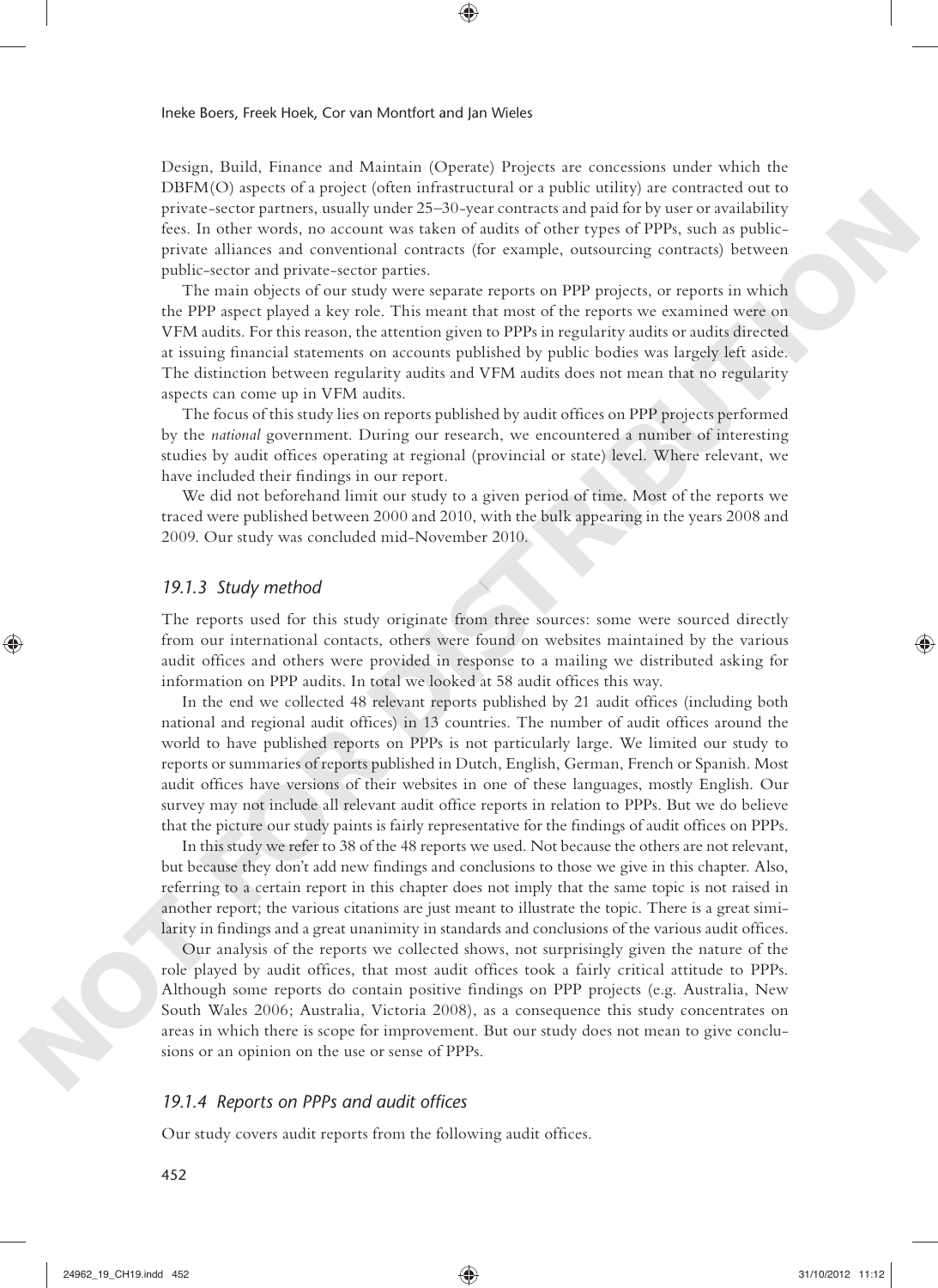Design, Build, Finance and Maintain (Operate) Projects are concessions under which the DBFM(O) aspects of a project (often infrastructural or a public utility) are contracted out to private-sector partners, usually under 25–30-year contracts and paid for by user or availability fees. In other words, no account was taken of audits of other types of PPPs, such as public-private alliances and conventional contracts (for example, outsourcing contracts) between public-sector and private-sector parties.

The main objects of our study were separate reports on PPP projects, or reports in which the PPP aspect played a key role. This meant that most of the reports we examined were on VFM audits. For this reason, the attention given to PPPs in regularity audits or audits directed at issuing financial statements on accounts published by public bodies was largely left aside. The distinction between regularity audits and VFM audits does not mean that no regularity aspects can come up in VFM audits.

The focus of this study lies on reports published by audit offices on PPP projects performed by the *national* government. During our research, we encountered a number of interesting studies by audit offices operating at regional (provincial or state) level. Where relevant, we have included their findings in our report.

We did not beforehand limit our study to a given period of time. Most of the reports we traced were published between 2000 and 2010, with the bulk appearing in the years 2008 and 2009. Our study was concluded mid-November 2010.

### *19.1.3 Study method*

The reports used for this study originate from three sources: some were sourced directly from our international contacts, others were found on websites maintained by the various audit offices and others were provided in response to a mailing we distributed asking for information on PPP audits. In total we looked at 58 audit offices this way.

In the end we collected 48 relevant reports published by 21 audit offices (including both national and regional audit offices) in 13 countries. The number of audit offices around the world to have published reports on PPPs is not particularly large. We limited our study to reports or summaries of reports published in Dutch, English, German, French or Spanish. Most audit offices have versions of their websites in one of these languages, mostly English. Our survey may not include all relevant audit office reports in relation to PPPs. But we do believe that the picture our study paints is fairly representative for the findings of audit offices on PPPs.

In this study we refer to 38 of the 48 reports we used. Not because the others are not relevant, but because they don't add new findings and conclusions to those we give in this chapter. Also, referring to a certain report in this chapter does not imply that the same topic is not raised in another report; the various citations are just meant to illustrate the topic. There is a great similarity in findings and a great unanimity in standards and conclusions of the various audit offices.

Our analysis of the reports we collected shows, not surprisingly given the nature of the role played by audit offices, that most audit offices took a fairly critical attitude to PPPs. Although some reports do contain positive findings on PPP projects (e.g. Australia, New South Wales 2006; Australia, Victoria 2008), as a consequence this study concentrates on areas in which there is scope for improvement. But our study does not mean to give conclusions or an opinion on the use or sense of PPPs.

### *19.1.4 Reports on PPPs and audit offices*

Our study covers audit reports from the following audit offices.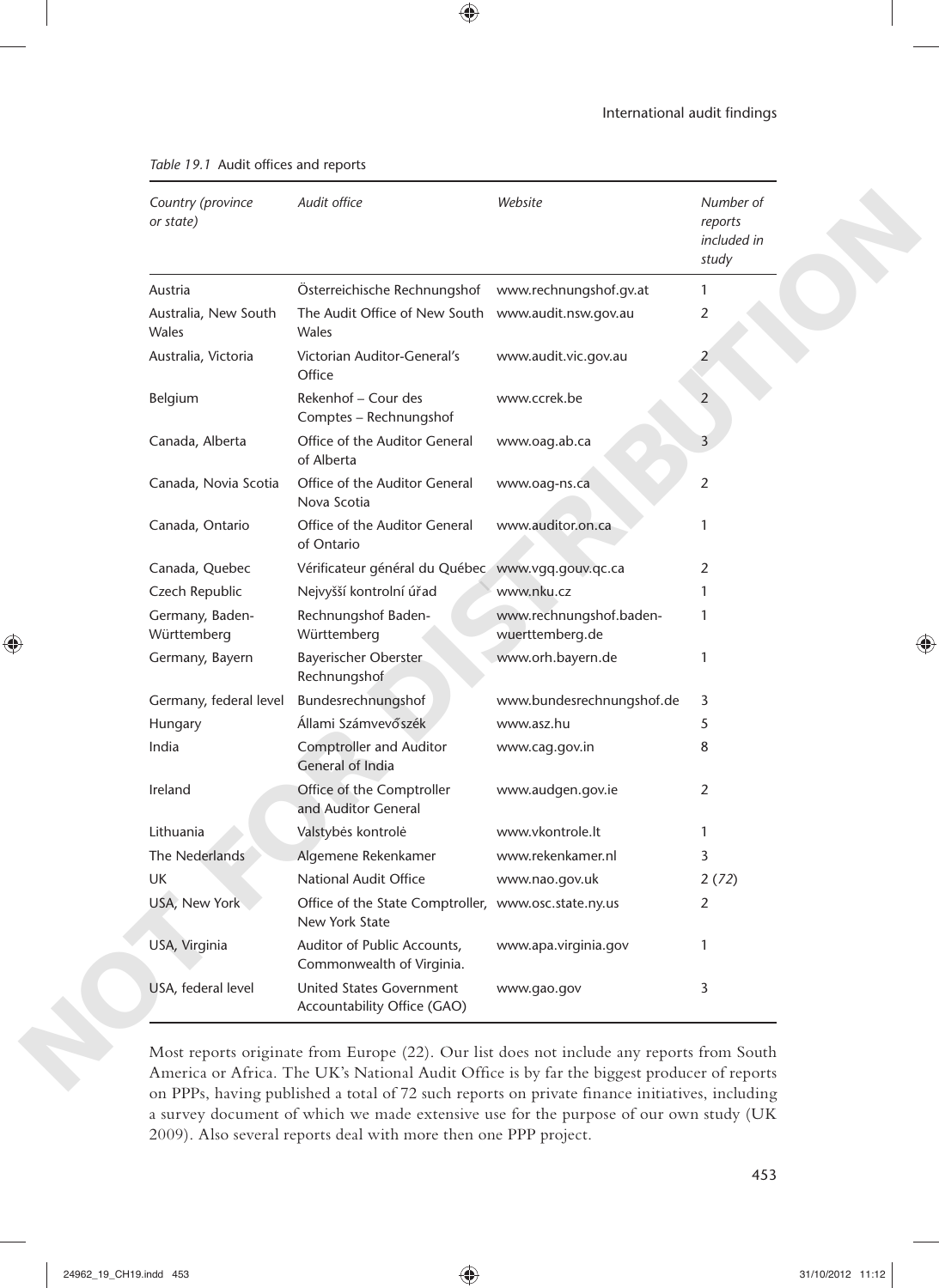*Table 19.1* Audit offices and reports

| *Country (province or state)* | *Audit office* | *Website* | *Number of reports included in study* |
|---|---|---|---|
| Austria | Österreichische Rechnungshof | www.rechnungshof.gv.at | 1 |
| Australia, New South Wales | The Audit Office of New South Wales | www.audit.nsw.gov.au | 2 |
| Australia, Victoria | Victorian Auditor-General's Office | www.audit.vic.gov.au | 2 |
| Belgium | Rekenhof – Cour des Comptes – Rechnungshof | www.ccrek.be | 2 |
| Canada, Alberta | Office of the Auditor General of Alberta | www.oag.ab.ca | 3 |
| Canada, Novia Scotia | Office of the Auditor General Nova Scotia | www.oag-ns.ca | 2 |
| Canada, Ontario | Office of the Auditor General of Ontario | www.auditor.on.ca | 1 |
| Canada, Quebec | Vérificateur général du Québec | www.vgq.gouv.qc.ca | 2 |
| Czech Republic | Nejvyšší kontrolní úřad | www.nku.cz | 1 |
| Germany, Baden-Württemberg | Rechnungshof Baden-Württemberg | www.rechnungshof.baden-wuerttemberg.de | 1 |
| Germany, Bayern | Bayerischer Oberster Rechnungshof | www.orh.bayern.de | 1 |
| Germany, federal level | Bundesrechnungshof | www.bundesrechnungshof.de | 3 |
| Hungary | Állami Számvevőszék | www.asz.hu | 5 |
| India | Comptroller and Auditor General of India | www.cag.gov.in | 8 |
| Ireland | Office of the Comptroller and Auditor General | www.audgen.gov.ie | 2 |
| Lithuania | Valstybės kontrolė | www.vkontrole.lt | 1 |
| The Nederlands | Algemene Rekenkamer | www.rekenkamer.nl | 3 |
| UK | National Audit Office | www.nao.gov.uk | 2 (*72*) |
| USA, New York | Office of the State Comptroller, New York State | www.osc.state.ny.us | 2 |
| USA, Virginia | Auditor of Public Accounts, Commonwealth of Virginia. | www.apa.virginia.gov | 1 |
| USA, federal level | United States Government Accountability Office (GAO) | www.gao.gov | 3 |

Most reports originate from Europe (22). Our list does not include any reports from South America or Africa. The UK's National Audit Office is by far the biggest producer of reports on PPPs, having published a total of 72 such reports on private finance initiatives, including a survey document of which we made extensive use for the purpose of our own study (UK 2009). Also several reports deal with more then one PPP project.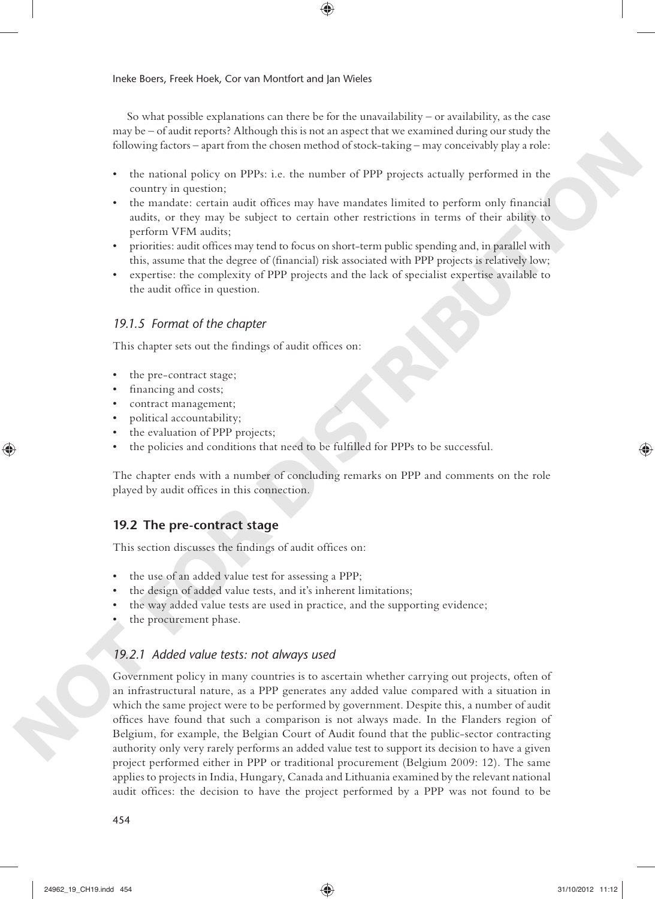So what possible explanations can there be for the unavailability – or availability, as the case may be – of audit reports? Although this is not an aspect that we examined during our study the following factors – apart from the chosen method of stock-taking – may conceivably play a role:

- the national policy on PPPs: i.e. the number of PPP projects actually performed in the country in question;
- the mandate: certain audit offices may have mandates limited to perform only financial audits, or they may be subject to certain other restrictions in terms of their ability to perform VFM audits;
- priorities: audit offices may tend to focus on short-term public spending and, in parallel with this, assume that the degree of (financial) risk associated with PPP projects is relatively low;
- expertise: the complexity of PPP projects and the lack of specialist expertise available to the audit office in question.

### *19.1.5 Format of the chapter*

This chapter sets out the findings of audit offices on:

- the pre-contract stage;
- financing and costs;
- contract management;
- political accountability;
- the evaluation of PPP projects;
- the policies and conditions that need to be fulfilled for PPPs to be successful.

The chapter ends with a number of concluding remarks on PPP and comments on the role played by audit offices in this connection.

## 19.2 The pre-contract stage

This section discusses the findings of audit offices on:

- the use of an added value test for assessing a PPP;
- the design of added value tests, and it's inherent limitations;
- the way added value tests are used in practice, and the supporting evidence;
- the procurement phase.

### *19.2.1 Added value tests: not always used*

Government policy in many countries is to ascertain whether carrying out projects, often of an infrastructural nature, as a PPP generates any added value compared with a situation in which the same project were to be performed by government. Despite this, a number of audit offices have found that such a comparison is not always made. In the Flanders region of Belgium, for example, the Belgian Court of Audit found that the public-sector contracting authority only very rarely performs an added value test to support its decision to have a given project performed either in PPP or traditional procurement (Belgium 2009: 12). The same applies to projects in India, Hungary, Canada and Lithuania examined by the relevant national audit offices: the decision to have the project performed by a PPP was not found to be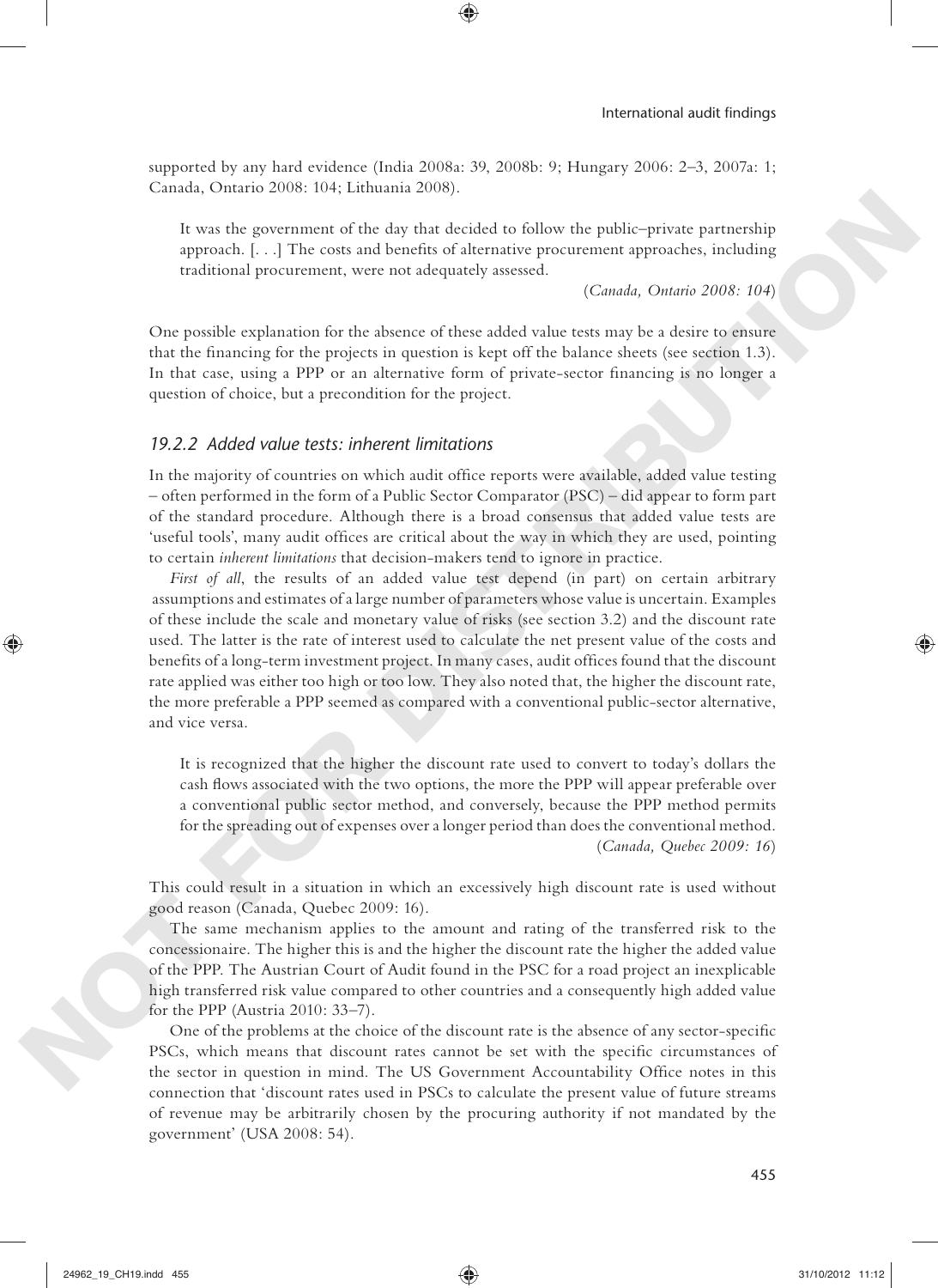supported by any hard evidence (India 2008a: 39, 2008b: 9; Hungary 2006: 2–3, 2007a: 1; Canada, Ontario 2008: 104; Lithuania 2008).

> It was the government of the day that decided to follow the public–private partnership approach. [. . .] The costs and benefits of alternative procurement approaches, including traditional procurement, were not adequately assessed.
>
> (*Canada, Ontario 2008: 104*)

One possible explanation for the absence of these added value tests may be a desire to ensure that the financing for the projects in question is kept off the balance sheets (see section 1.3). In that case, using a PPP or an alternative form of private-sector financing is no longer a question of choice, but a precondition for the project.

### *19.2.2 Added value tests: inherent limitations*

In the majority of countries on which audit office reports were available, added value testing – often performed in the form of a Public Sector Comparator (PSC) – did appear to form part of the standard procedure. Although there is a broad consensus that added value tests are 'useful tools', many audit offices are critical about the way in which they are used, pointing to certain *inherent limitations* that decision-makers tend to ignore in practice.

*First of all*, the results of an added value test depend (in part) on certain arbitrary assumptions and estimates of a large number of parameters whose value is uncertain. Examples of these include the scale and monetary value of risks (see section 3.2) and the discount rate used. The latter is the rate of interest used to calculate the net present value of the costs and benefits of a long-term investment project. In many cases, audit offices found that the discount rate applied was either too high or too low. They also noted that, the higher the discount rate, the more preferable a PPP seemed as compared with a conventional public-sector alternative, and vice versa.

> It is recognized that the higher the discount rate used to convert to today's dollars the cash flows associated with the two options, the more the PPP will appear preferable over a conventional public sector method, and conversely, because the PPP method permits for the spreading out of expenses over a longer period than does the conventional method.
>
> (*Canada, Quebec 2009: 16*)

This could result in a situation in which an excessively high discount rate is used without good reason (Canada, Quebec 2009: 16).

The same mechanism applies to the amount and rating of the transferred risk to the concessionaire. The higher this is and the higher the discount rate the higher the added value of the PPP. The Austrian Court of Audit found in the PSC for a road project an inexplicable high transferred risk value compared to other countries and a consequently high added value for the PPP (Austria 2010: 33–7).

One of the problems at the choice of the discount rate is the absence of any sector-specific PSCs, which means that discount rates cannot be set with the specific circumstances of the sector in question in mind. The US Government Accountability Office notes in this connection that 'discount rates used in PSCs to calculate the present value of future streams of revenue may be arbitrarily chosen by the procuring authority if not mandated by the government' (USA 2008: 54).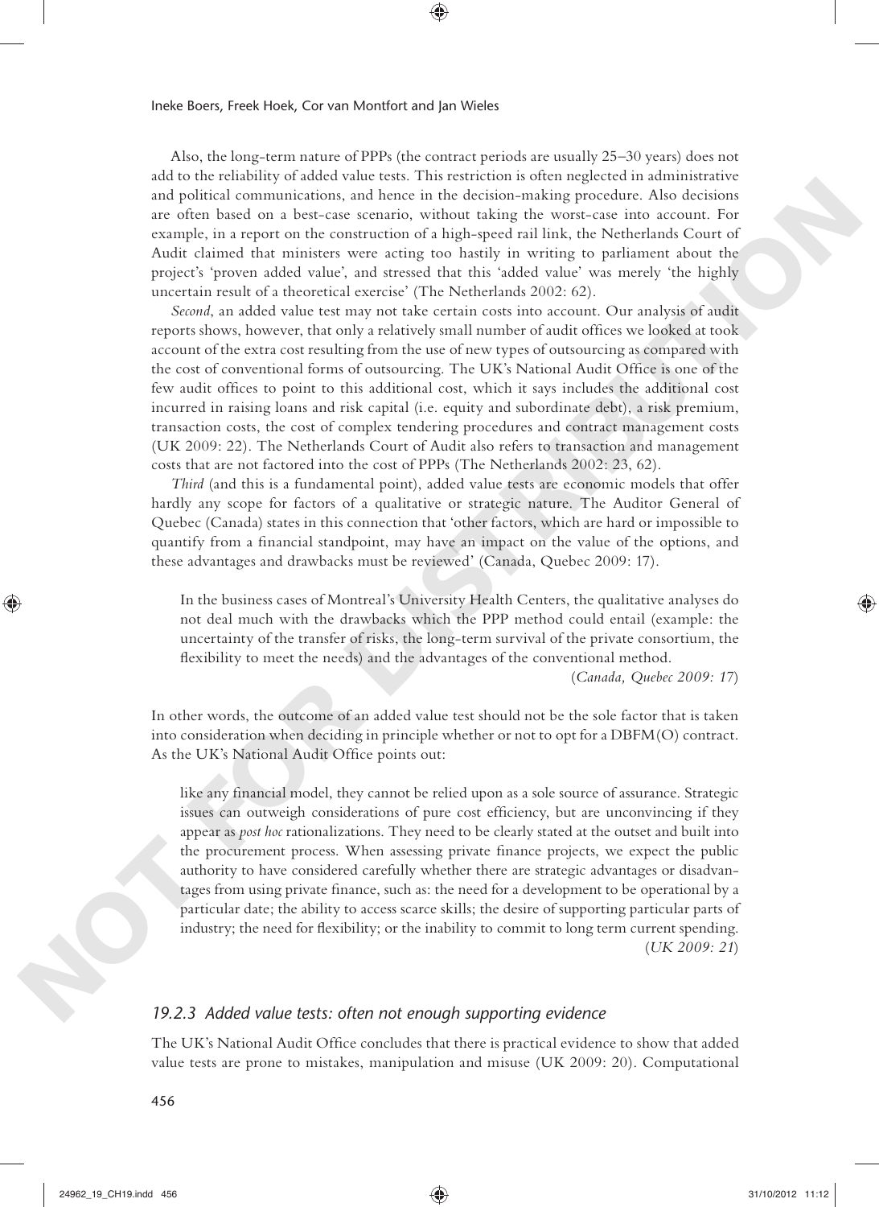Also, the long-term nature of PPPs (the contract periods are usually 25–30 years) does not add to the reliability of added value tests. This restriction is often neglected in administrative and political communications, and hence in the decision-making procedure. Also decisions are often based on a best-case scenario, without taking the worst-case into account. For example, in a report on the construction of a high-speed rail link, the Netherlands Court of Audit claimed that ministers were acting too hastily in writing to parliament about the project's 'proven added value', and stressed that this 'added value' was merely 'the highly uncertain result of a theoretical exercise' (The Netherlands 2002: 62).

*Second*, an added value test may not take certain costs into account. Our analysis of audit reports shows, however, that only a relatively small number of audit offices we looked at took account of the extra cost resulting from the use of new types of outsourcing as compared with the cost of conventional forms of outsourcing. The UK's National Audit Office is one of the few audit offices to point to this additional cost, which it says includes the additional cost incurred in raising loans and risk capital (i.e. equity and subordinate debt), a risk premium, transaction costs, the cost of complex tendering procedures and contract management costs (UK 2009: 22). The Netherlands Court of Audit also refers to transaction and management costs that are not factored into the cost of PPPs (The Netherlands 2002: 23, 62).

*Third* (and this is a fundamental point), added value tests are economic models that offer hardly any scope for factors of a qualitative or strategic nature. The Auditor General of Quebec (Canada) states in this connection that 'other factors, which are hard or impossible to quantify from a financial standpoint, may have an impact on the value of the options, and these advantages and drawbacks must be reviewed' (Canada, Quebec 2009: 17).

> In the business cases of Montreal's University Health Centers, the qualitative analyses do not deal much with the drawbacks which the PPP method could entail (example: the uncertainty of the transfer of risks, the long-term survival of the private consortium, the flexibility to meet the needs) and the advantages of the conventional method.
>
> (*Canada, Quebec 2009: 17*)

In other words, the outcome of an added value test should not be the sole factor that is taken into consideration when deciding in principle whether or not to opt for a DBFM(O) contract. As the UK's National Audit Office points out:

> like any financial model, they cannot be relied upon as a sole source of assurance. Strategic issues can outweigh considerations of pure cost efficiency, but are unconvincing if they appear as *post hoc* rationalizations. They need to be clearly stated at the outset and built into the procurement process. When assessing private finance projects, we expect the public authority to have considered carefully whether there are strategic advantages or disadvantages from using private finance, such as: the need for a development to be operational by a particular date; the ability to access scarce skills; the desire of supporting particular parts of industry; the need for flexibility; or the inability to commit to long term current spending.
>
> (*UK 2009: 21*)

### *19.2.3 Added value tests: often not enough supporting evidence*

The UK's National Audit Office concludes that there is practical evidence to show that added value tests are prone to mistakes, manipulation and misuse (UK 2009: 20). Computational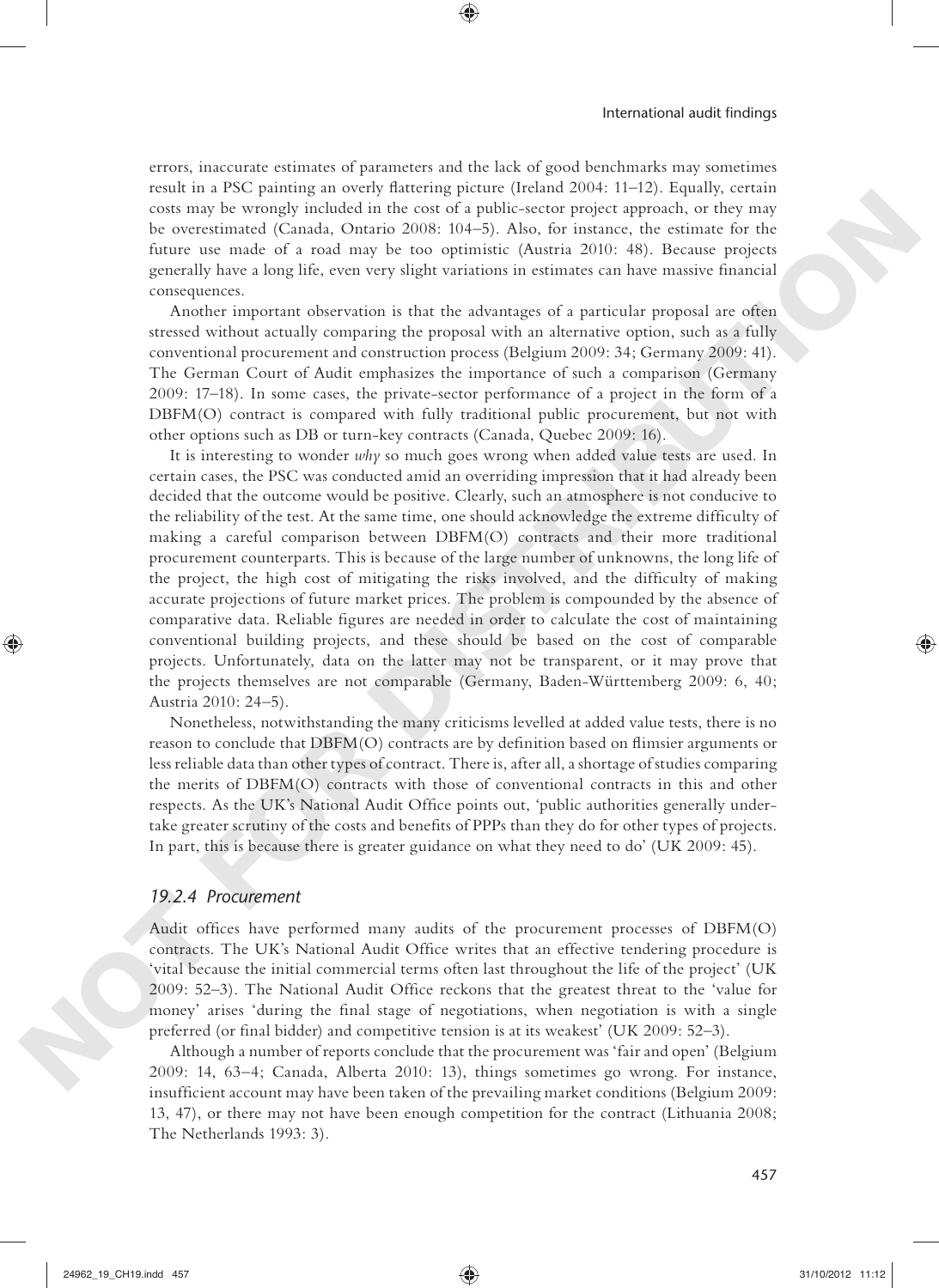errors, inaccurate estimates of parameters and the lack of good benchmarks may sometimes result in a PSC painting an overly flattering picture (Ireland 2004: 11–12). Equally, certain costs may be wrongly included in the cost of a public-sector project approach, or they may be overestimated (Canada, Ontario 2008: 104–5). Also, for instance, the estimate for the future use made of a road may be too optimistic (Austria 2010: 48). Because projects generally have a long life, even very slight variations in estimates can have massive financial consequences.

Another important observation is that the advantages of a particular proposal are often stressed without actually comparing the proposal with an alternative option, such as a fully conventional procurement and construction process (Belgium 2009: 34; Germany 2009: 41). The German Court of Audit emphasizes the importance of such a comparison (Germany 2009: 17–18). In some cases, the private-sector performance of a project in the form of a DBFM(O) contract is compared with fully traditional public procurement, but not with other options such as DB or turn-key contracts (Canada, Quebec 2009: 16).

It is interesting to wonder *why* so much goes wrong when added value tests are used. In certain cases, the PSC was conducted amid an overriding impression that it had already been decided that the outcome would be positive. Clearly, such an atmosphere is not conducive to the reliability of the test. At the same time, one should acknowledge the extreme difficulty of making a careful comparison between DBFM(O) contracts and their more traditional procurement counterparts. This is because of the large number of unknowns, the long life of the project, the high cost of mitigating the risks involved, and the difficulty of making accurate projections of future market prices. The problem is compounded by the absence of comparative data. Reliable figures are needed in order to calculate the cost of maintaining conventional building projects, and these should be based on the cost of comparable projects. Unfortunately, data on the latter may not be transparent, or it may prove that the projects themselves are not comparable (Germany, Baden-Württemberg 2009: 6, 40; Austria 2010: 24–5).

Nonetheless, notwithstanding the many criticisms levelled at added value tests, there is no reason to conclude that DBFM(O) contracts are by definition based on flimsier arguments or less reliable data than other types of contract. There is, after all, a shortage of studies comparing the merits of DBFM(O) contracts with those of conventional contracts in this and other respects. As the UK's National Audit Office points out, 'public authorities generally undertake greater scrutiny of the costs and benefits of PPPs than they do for other types of projects. In part, this is because there is greater guidance on what they need to do' (UK 2009: 45).

### *19.2.4 Procurement*

Audit offices have performed many audits of the procurement processes of DBFM(O) contracts. The UK's National Audit Office writes that an effective tendering procedure is 'vital because the initial commercial terms often last throughout the life of the project' (UK 2009: 52–3). The National Audit Office reckons that the greatest threat to the 'value for money' arises 'during the final stage of negotiations, when negotiation is with a single preferred (or final bidder) and competitive tension is at its weakest' (UK 2009: 52–3).

Although a number of reports conclude that the procurement was 'fair and open' (Belgium 2009: 14, 63–4; Canada, Alberta 2010: 13), things sometimes go wrong. For instance, insufficient account may have been taken of the prevailing market conditions (Belgium 2009: 13, 47), or there may not have been enough competition for the contract (Lithuania 2008; The Netherlands 1993: 3).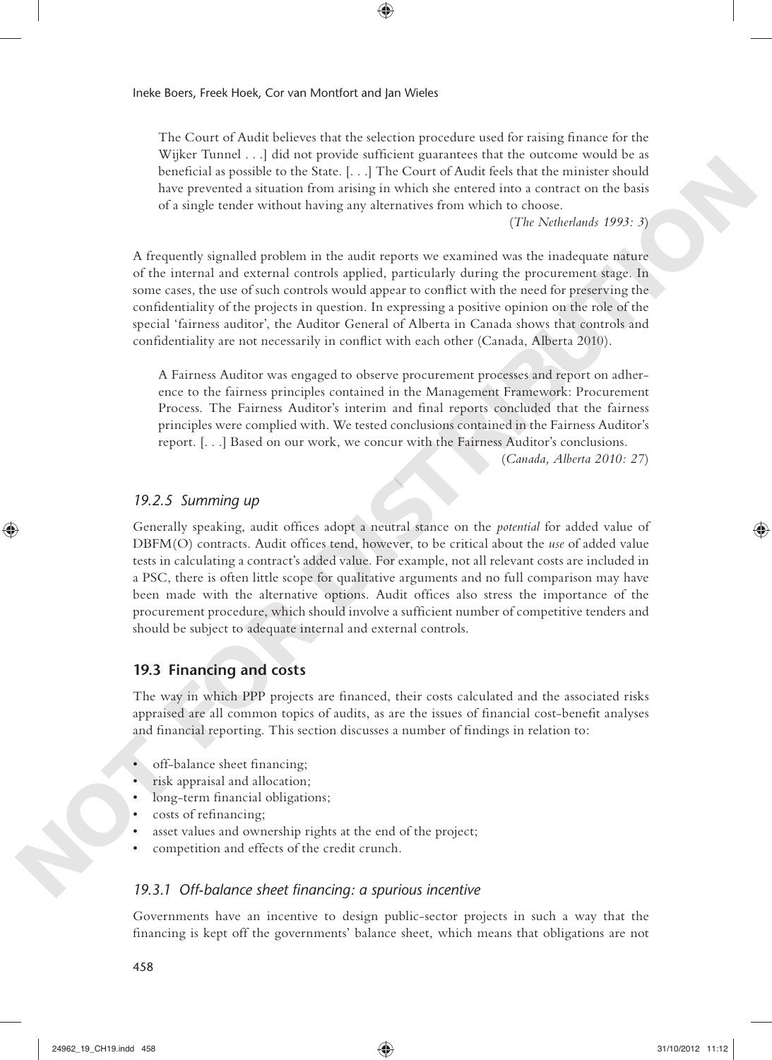> The Court of Audit believes that the selection procedure used for raising finance for the Wijker Tunnel . . .] did not provide sufficient guarantees that the outcome would be as beneficial as possible to the State. [. . .] The Court of Audit feels that the minister should have prevented a situation from arising in which she entered into a contract on the basis of a single tender without having any alternatives from which to choose.
>
> (*The Netherlands 1993: 3*)

A frequently signalled problem in the audit reports we examined was the inadequate nature of the internal and external controls applied, particularly during the procurement stage. In some cases, the use of such controls would appear to conflict with the need for preserving the confidentiality of the projects in question. In expressing a positive opinion on the role of the special 'fairness auditor', the Auditor General of Alberta in Canada shows that controls and confidentiality are not necessarily in conflict with each other (Canada, Alberta 2010).

> A Fairness Auditor was engaged to observe procurement processes and report on adherence to the fairness principles contained in the Management Framework: Procurement Process. The Fairness Auditor's interim and final reports concluded that the fairness principles were complied with. We tested conclusions contained in the Fairness Auditor's report. [. . .] Based on our work, we concur with the Fairness Auditor's conclusions.
>
> (*Canada, Alberta 2010: 27*)

### *19.2.5 Summing up*

Generally speaking, audit offices adopt a neutral stance on the *potential* for added value of DBFM(O) contracts. Audit offices tend, however, to be critical about the *use* of added value tests in calculating a contract's added value. For example, not all relevant costs are included in a PSC, there is often little scope for qualitative arguments and no full comparison may have been made with the alternative options. Audit offices also stress the importance of the procurement procedure, which should involve a sufficient number of competitive tenders and should be subject to adequate internal and external controls.

## 19.3 Financing and costs

The way in which PPP projects are financed, their costs calculated and the associated risks appraised are all common topics of audits, as are the issues of financial cost-benefit analyses and financial reporting. This section discusses a number of findings in relation to:

- off-balance sheet financing;
- risk appraisal and allocation;
- long-term financial obligations;
- costs of refinancing;
- asset values and ownership rights at the end of the project;
- competition and effects of the credit crunch.

### *19.3.1 Off-balance sheet financing: a spurious incentive*

Governments have an incentive to design public-sector projects in such a way that the financing is kept off the governments' balance sheet, which means that obligations are not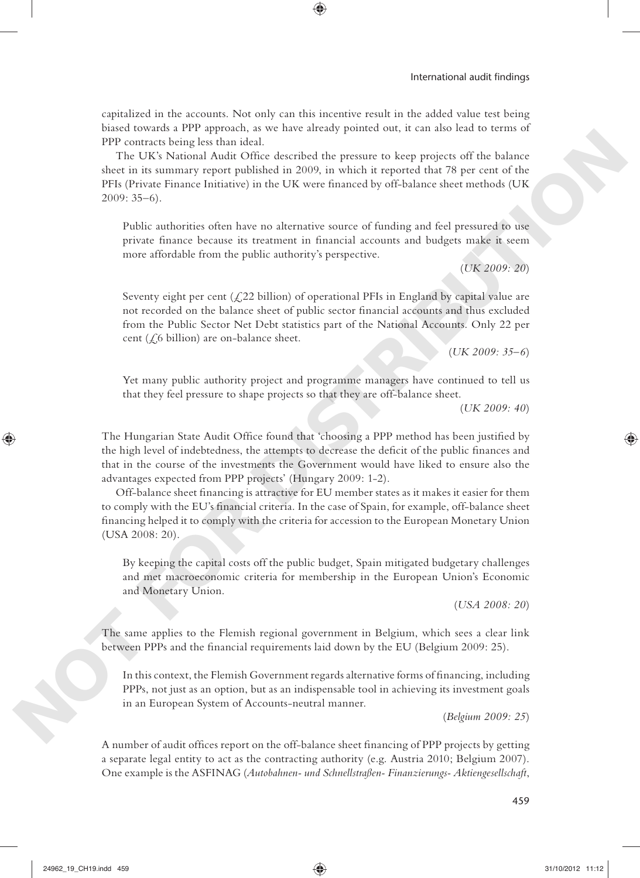capitalized in the accounts. Not only can this incentive result in the added value test being biased towards a PPP approach, as we have already pointed out, it can also lead to terms of PPP contracts being less than ideal.

The UK's National Audit Office described the pressure to keep projects off the balance sheet in its summary report published in 2009, in which it reported that 78 per cent of the PFIs (Private Finance Initiative) in the UK were financed by off-balance sheet methods (UK 2009: 35–6).

> Public authorities often have no alternative source of funding and feel pressured to use private finance because its treatment in financial accounts and budgets make it seem more affordable from the public authority's perspective.
>
> (*UK 2009: 20*)

> Seventy eight per cent (£22 billion) of operational PFIs in England by capital value are not recorded on the balance sheet of public sector financial accounts and thus excluded from the Public Sector Net Debt statistics part of the National Accounts. Only 22 per cent (£6 billion) are on-balance sheet.
>
> (*UK 2009: 35–6*)

> Yet many public authority project and programme managers have continued to tell us that they feel pressure to shape projects so that they are off-balance sheet.
>
> (*UK 2009: 40*)

The Hungarian State Audit Office found that 'choosing a PPP method has been justified by the high level of indebtedness, the attempts to decrease the deficit of the public finances and that in the course of the investments the Government would have liked to ensure also the advantages expected from PPP projects' (Hungary 2009: 1-2).

Off-balance sheet financing is attractive for EU member states as it makes it easier for them to comply with the EU's financial criteria. In the case of Spain, for example, off-balance sheet financing helped it to comply with the criteria for accession to the European Monetary Union (USA 2008: 20).

> By keeping the capital costs off the public budget, Spain mitigated budgetary challenges and met macroeconomic criteria for membership in the European Union's Economic and Monetary Union.
>
> (*USA 2008: 20*)

The same applies to the Flemish regional government in Belgium, which sees a clear link between PPPs and the financial requirements laid down by the EU (Belgium 2009: 25).

> In this context, the Flemish Government regards alternative forms of financing, including PPPs, not just as an option, but as an indispensable tool in achieving its investment goals in an European System of Accounts-neutral manner.
>
> (*Belgium 2009: 25*)

A number of audit offices report on the off-balance sheet financing of PPP projects by getting a separate legal entity to act as the contracting authority (e.g. Austria 2010; Belgium 2007). One example is the ASFINAG (*Autobahnen- und Schnellstraßen- Finanzierungs- Aktiengesellschaft*,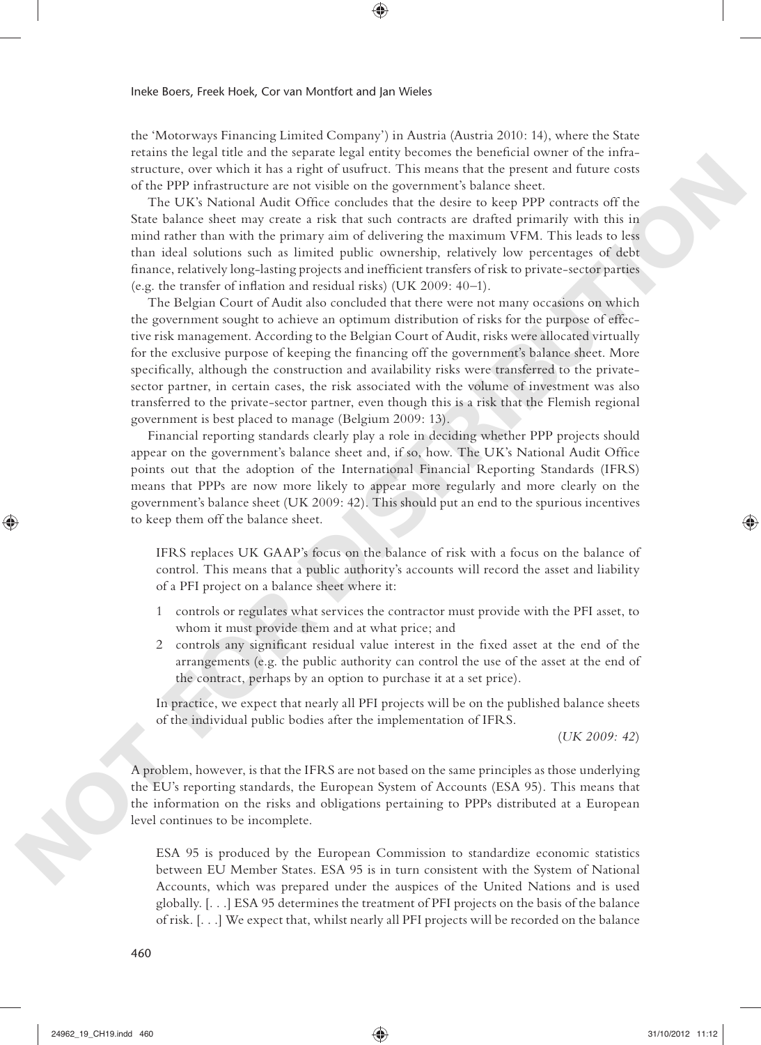the 'Motorways Financing Limited Company') in Austria (Austria 2010: 14), where the State retains the legal title and the separate legal entity becomes the beneficial owner of the infrastructure, over which it has a right of usufruct. This means that the present and future costs of the PPP infrastructure are not visible on the government's balance sheet.

The UK's National Audit Office concludes that the desire to keep PPP contracts off the State balance sheet may create a risk that such contracts are drafted primarily with this in mind rather than with the primary aim of delivering the maximum VFM. This leads to less than ideal solutions such as limited public ownership, relatively low percentages of debt finance, relatively long-lasting projects and inefficient transfers of risk to private-sector parties (e.g. the transfer of inflation and residual risks) (UK 2009: 40–1).

The Belgian Court of Audit also concluded that there were not many occasions on which the government sought to achieve an optimum distribution of risks for the purpose of effective risk management. According to the Belgian Court of Audit, risks were allocated virtually for the exclusive purpose of keeping the financing off the government's balance sheet. More specifically, although the construction and availability risks were transferred to the private-sector partner, in certain cases, the risk associated with the volume of investment was also transferred to the private-sector partner, even though this is a risk that the Flemish regional government is best placed to manage (Belgium 2009: 13).

Financial reporting standards clearly play a role in deciding whether PPP projects should appear on the government's balance sheet and, if so, how. The UK's National Audit Office points out that the adoption of the International Financial Reporting Standards (IFRS) means that PPPs are now more likely to appear more regularly and more clearly on the government's balance sheet (UK 2009: 42). This should put an end to the spurious incentives to keep them off the balance sheet.

> IFRS replaces UK GAAP's focus on the balance of risk with a focus on the balance of control. This means that a public authority's accounts will record the asset and liability of a PFI project on a balance sheet where it:
>
> 1 controls or regulates what services the contractor must provide with the PFI asset, to whom it must provide them and at what price; and
> 2 controls any significant residual value interest in the fixed asset at the end of the arrangements (e.g. the public authority can control the use of the asset at the end of the contract, perhaps by an option to purchase it at a set price).
>
> In practice, we expect that nearly all PFI projects will be on the published balance sheets of the individual public bodies after the implementation of IFRS.
>
> (*UK 2009: 42*)

A problem, however, is that the IFRS are not based on the same principles as those underlying the EU's reporting standards, the European System of Accounts (ESA 95). This means that the information on the risks and obligations pertaining to PPPs distributed at a European level continues to be incomplete.

> ESA 95 is produced by the European Commission to standardize economic statistics between EU Member States. ESA 95 is in turn consistent with the System of National Accounts, which was prepared under the auspices of the United Nations and is used globally. [. . .] ESA 95 determines the treatment of PFI projects on the basis of the balance of risk. [. . .] We expect that, whilst nearly all PFI projects will be recorded on the balance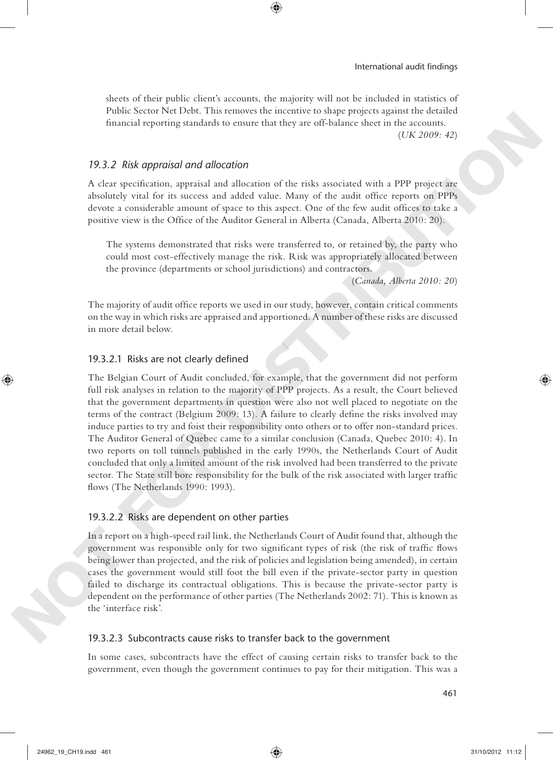sheets of their public client's accounts, the majority will not be included in statistics of Public Sector Net Debt. This removes the incentive to shape projects against the detailed financial reporting standards to ensure that they are off-balance sheet in the accounts.

(*UK 2009: 42*)

### *19.3.2 Risk appraisal and allocation*

A clear specification, appraisal and allocation of the risks associated with a PPP project are absolutely vital for its success and added value. Many of the audit office reports on PPPs devote a considerable amount of space to this aspect. One of the few audit offices to take a positive view is the Office of the Auditor General in Alberta (Canada, Alberta 2010: 20).

> The systems demonstrated that risks were transferred to, or retained by, the party who could most cost-effectively manage the risk. Risk was appropriately allocated between the province (departments or school jurisdictions) and contractors.
>
> (*Canada, Alberta 2010: 20*)

The majority of audit office reports we used in our study, however, contain critical comments on the way in which risks are appraised and apportioned. A number of these risks are discussed in more detail below.

#### 19.3.2.1 Risks are not clearly defined

The Belgian Court of Audit concluded, for example, that the government did not perform full risk analyses in relation to the majority of PPP projects. As a result, the Court believed that the government departments in question were also not well placed to negotiate on the terms of the contract (Belgium 2009: 13). A failure to clearly define the risks involved may induce parties to try and foist their responsibility onto others or to offer non-standard prices. The Auditor General of Quebec came to a similar conclusion (Canada, Quebec 2010: 4). In two reports on toll tunnels published in the early 1990s, the Netherlands Court of Audit concluded that only a limited amount of the risk involved had been transferred to the private sector. The State still bore responsibility for the bulk of the risk associated with larger traffic flows (The Netherlands 1990: 1993).

#### 19.3.2.2 Risks are dependent on other parties

In a report on a high-speed rail link, the Netherlands Court of Audit found that, although the government was responsible only for two significant types of risk (the risk of traffic flows being lower than projected, and the risk of policies and legislation being amended), in certain cases the government would still foot the bill even if the private-sector party in question failed to discharge its contractual obligations. This is because the private-sector party is dependent on the performance of other parties (The Netherlands 2002: 71). This is known as the 'interface risk'.

#### 19.3.2.3 Subcontracts cause risks to transfer back to the government

In some cases, subcontracts have the effect of causing certain risks to transfer back to the government, even though the government continues to pay for their mitigation. This was a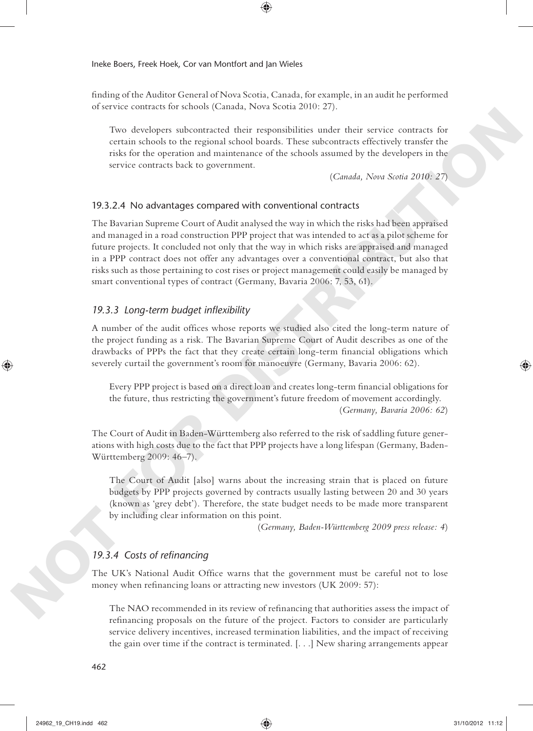finding of the Auditor General of Nova Scotia, Canada, for example, in an audit he performed of service contracts for schools (Canada, Nova Scotia 2010: 27).

> Two developers subcontracted their responsibilities under their service contracts for certain schools to the regional school boards. These subcontracts effectively transfer the risks for the operation and maintenance of the schools assumed by the developers in the service contracts back to government.
>
> (*Canada, Nova Scotia 2010: 27*)

#### 19.3.2.4 No advantages compared with conventional contracts

The Bavarian Supreme Court of Audit analysed the way in which the risks had been appraised and managed in a road construction PPP project that was intended to act as a pilot scheme for future projects. It concluded not only that the way in which risks are appraised and managed in a PPP contract does not offer any advantages over a conventional contract, but also that risks such as those pertaining to cost rises or project management could easily be managed by smart conventional types of contract (Germany, Bavaria 2006: 7, 53, 61).

### *19.3.3 Long-term budget inflexibility*

A number of the audit offices whose reports we studied also cited the long-term nature of the project funding as a risk. The Bavarian Supreme Court of Audit describes as one of the drawbacks of PPPs the fact that they create certain long-term financial obligations which severely curtail the government's room for manoeuvre (Germany, Bavaria 2006: 62).

> Every PPP project is based on a direct loan and creates long-term financial obligations for the future, thus restricting the government's future freedom of movement accordingly.
>
> (*Germany, Bavaria 2006: 62*)

The Court of Audit in Baden-Württemberg also referred to the risk of saddling future generations with high costs due to the fact that PPP projects have a long lifespan (Germany, Baden-Württemberg 2009: 46–7).

> The Court of Audit [also] warns about the increasing strain that is placed on future budgets by PPP projects governed by contracts usually lasting between 20 and 30 years (known as 'grey debt'). Therefore, the state budget needs to be made more transparent by including clear information on this point.
>
> (*Germany, Baden-Württemberg 2009 press release: 4*)

### *19.3.4 Costs of refinancing*

The UK's National Audit Office warns that the government must be careful not to lose money when refinancing loans or attracting new investors (UK 2009: 57):

> The NAO recommended in its review of refinancing that authorities assess the impact of refinancing proposals on the future of the project. Factors to consider are particularly service delivery incentives, increased termination liabilities, and the impact of receiving the gain over time if the contract is terminated. [. . .] New sharing arrangements appear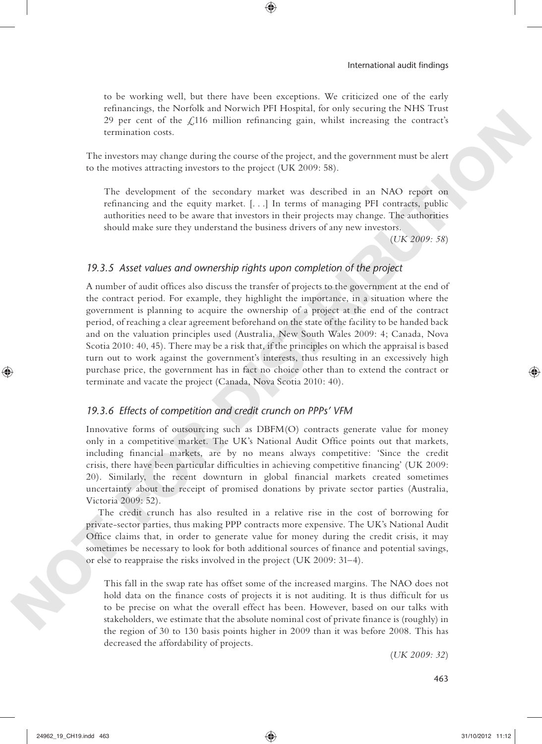to be working well, but there have been exceptions. We criticized one of the early refinancings, the Norfolk and Norwich PFI Hospital, for only securing the NHS Trust 29 per cent of the £116 million refinancing gain, whilst increasing the contract's termination costs.

The investors may change during the course of the project, and the government must be alert to the motives attracting investors to the project (UK 2009: 58).

> The development of the secondary market was described in an NAO report on refinancing and the equity market. [. . .] In terms of managing PFI contracts, public authorities need to be aware that investors in their projects may change. The authorities should make sure they understand the business drivers of any new investors.
>
> (*UK 2009: 58*)

### *19.3.5 Asset values and ownership rights upon completion of the project*

A number of audit offices also discuss the transfer of projects to the government at the end of the contract period. For example, they highlight the importance, in a situation where the government is planning to acquire the ownership of a project at the end of the contract period, of reaching a clear agreement beforehand on the state of the facility to be handed back and on the valuation principles used (Australia, New South Wales 2009: 4; Canada, Nova Scotia 2010: 40, 45). There may be a risk that, if the principles on which the appraisal is based turn out to work against the government's interests, thus resulting in an excessively high purchase price, the government has in fact no choice other than to extend the contract or terminate and vacate the project (Canada, Nova Scotia 2010: 40).

### *19.3.6 Effects of competition and credit crunch on PPPs' VFM*

Innovative forms of outsourcing such as DBFM(O) contracts generate value for money only in a competitive market. The UK's National Audit Office points out that markets, including financial markets, are by no means always competitive: 'Since the credit crisis, there have been particular difficulties in achieving competitive financing' (UK 2009: 20). Similarly, the recent downturn in global financial markets created sometimes uncertainty about the receipt of promised donations by private sector parties (Australia, Victoria 2009: 52).

The credit crunch has also resulted in a relative rise in the cost of borrowing for private-sector parties, thus making PPP contracts more expensive. The UK's National Audit Office claims that, in order to generate value for money during the credit crisis, it may sometimes be necessary to look for both additional sources of finance and potential savings, or else to reappraise the risks involved in the project (UK 2009: 31–4).

> This fall in the swap rate has offset some of the increased margins. The NAO does not hold data on the finance costs of projects it is not auditing. It is thus difficult for us to be precise on what the overall effect has been. However, based on our talks with stakeholders, we estimate that the absolute nominal cost of private finance is (roughly) in the region of 30 to 130 basis points higher in 2009 than it was before 2008. This has decreased the affordability of projects.
>
> (*UK 2009: 32*)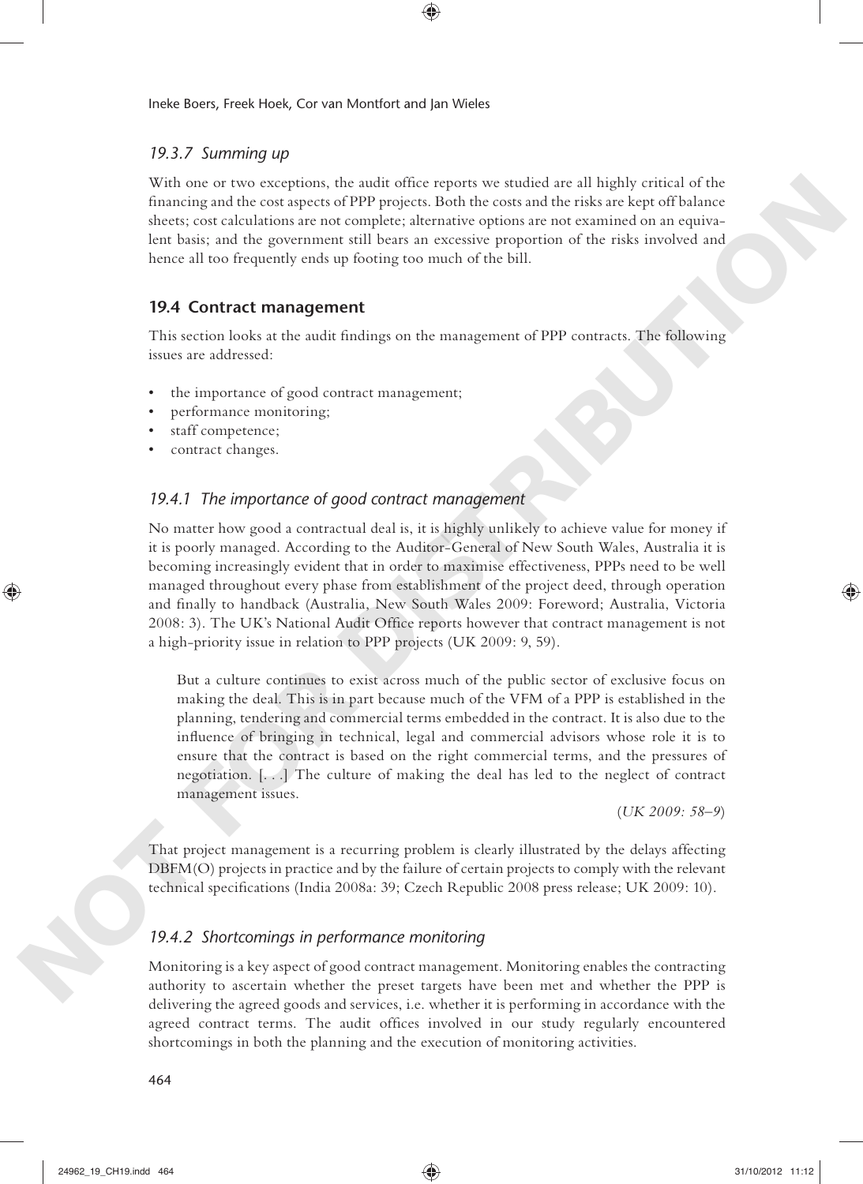### *19.3.7 Summing up*

With one or two exceptions, the audit office reports we studied are all highly critical of the financing and the cost aspects of PPP projects. Both the costs and the risks are kept off balance sheets; cost calculations are not complete; alternative options are not examined on an equivalent basis; and the government still bears an excessive proportion of the risks involved and hence all too frequently ends up footing too much of the bill.

## 19.4 Contract management

This section looks at the audit findings on the management of PPP contracts. The following issues are addressed:

- the importance of good contract management;
- performance monitoring;
- staff competence;
- contract changes.

### *19.4.1 The importance of good contract management*

No matter how good a contractual deal is, it is highly unlikely to achieve value for money if it is poorly managed. According to the Auditor-General of New South Wales, Australia it is becoming increasingly evident that in order to maximise effectiveness, PPPs need to be well managed throughout every phase from establishment of the project deed, through operation and finally to handback (Australia, New South Wales 2009: Foreword; Australia, Victoria 2008: 3). The UK's National Audit Office reports however that contract management is not a high-priority issue in relation to PPP projects (UK 2009: 9, 59).

> But a culture continues to exist across much of the public sector of exclusive focus on making the deal. This is in part because much of the VFM of a PPP is established in the planning, tendering and commercial terms embedded in the contract. It is also due to the influence of bringing in technical, legal and commercial advisors whose role it is to ensure that the contract is based on the right commercial terms, and the pressures of negotiation. [. . .] The culture of making the deal has led to the neglect of contract management issues.
>
> (*UK 2009: 58–9*)

That project management is a recurring problem is clearly illustrated by the delays affecting DBFM(O) projects in practice and by the failure of certain projects to comply with the relevant technical specifications (India 2008a: 39; Czech Republic 2008 press release; UK 2009: 10).

### *19.4.2 Shortcomings in performance monitoring*

Monitoring is a key aspect of good contract management. Monitoring enables the contracting authority to ascertain whether the preset targets have been met and whether the PPP is delivering the agreed goods and services, i.e. whether it is performing in accordance with the agreed contract terms. The audit offices involved in our study regularly encountered shortcomings in both the planning and the execution of monitoring activities.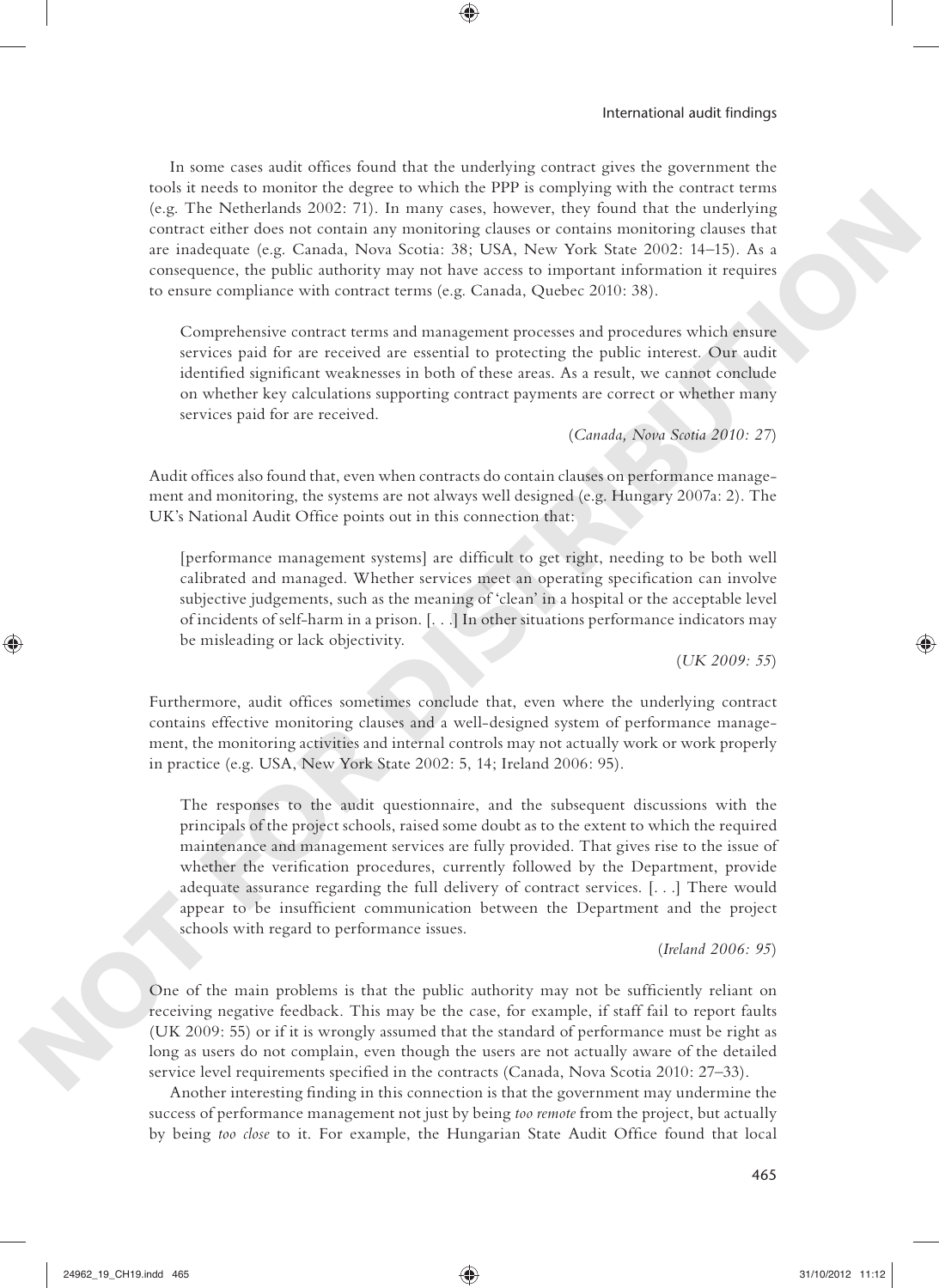In some cases audit offices found that the underlying contract gives the government the tools it needs to monitor the degree to which the PPP is complying with the contract terms (e.g. The Netherlands 2002: 71). In many cases, however, they found that the underlying contract either does not contain any monitoring clauses or contains monitoring clauses that are inadequate (e.g. Canada, Nova Scotia: 38; USA, New York State 2002: 14–15). As a consequence, the public authority may not have access to important information it requires to ensure compliance with contract terms (e.g. Canada, Quebec 2010: 38).

> Comprehensive contract terms and management processes and procedures which ensure services paid for are received are essential to protecting the public interest. Our audit identified significant weaknesses in both of these areas. As a result, we cannot conclude on whether key calculations supporting contract payments are correct or whether many services paid for are received.
>
> (*Canada, Nova Scotia 2010: 27*)

Audit offices also found that, even when contracts do contain clauses on performance management and monitoring, the systems are not always well designed (e.g. Hungary 2007a: 2). The UK's National Audit Office points out in this connection that:

> [performance management systems] are difficult to get right, needing to be both well calibrated and managed. Whether services meet an operating specification can involve subjective judgements, such as the meaning of 'clean' in a hospital or the acceptable level of incidents of self-harm in a prison. [. . .] In other situations performance indicators may be misleading or lack objectivity.
>
> (*UK 2009: 55*)

Furthermore, audit offices sometimes conclude that, even where the underlying contract contains effective monitoring clauses and a well-designed system of performance management, the monitoring activities and internal controls may not actually work or work properly in practice (e.g. USA, New York State 2002: 5, 14; Ireland 2006: 95).

> The responses to the audit questionnaire, and the subsequent discussions with the principals of the project schools, raised some doubt as to the extent to which the required maintenance and management services are fully provided. That gives rise to the issue of whether the verification procedures, currently followed by the Department, provide adequate assurance regarding the full delivery of contract services. [. . .] There would appear to be insufficient communication between the Department and the project schools with regard to performance issues.
>
> (*Ireland 2006: 95*)

One of the main problems is that the public authority may not be sufficiently reliant on receiving negative feedback. This may be the case, for example, if staff fail to report faults (UK 2009: 55) or if it is wrongly assumed that the standard of performance must be right as long as users do not complain, even though the users are not actually aware of the detailed service level requirements specified in the contracts (Canada, Nova Scotia 2010: 27–33).

Another interesting finding in this connection is that the government may undermine the success of performance management not just by being *too remote* from the project, but actually by being *too close* to it. For example, the Hungarian State Audit Office found that local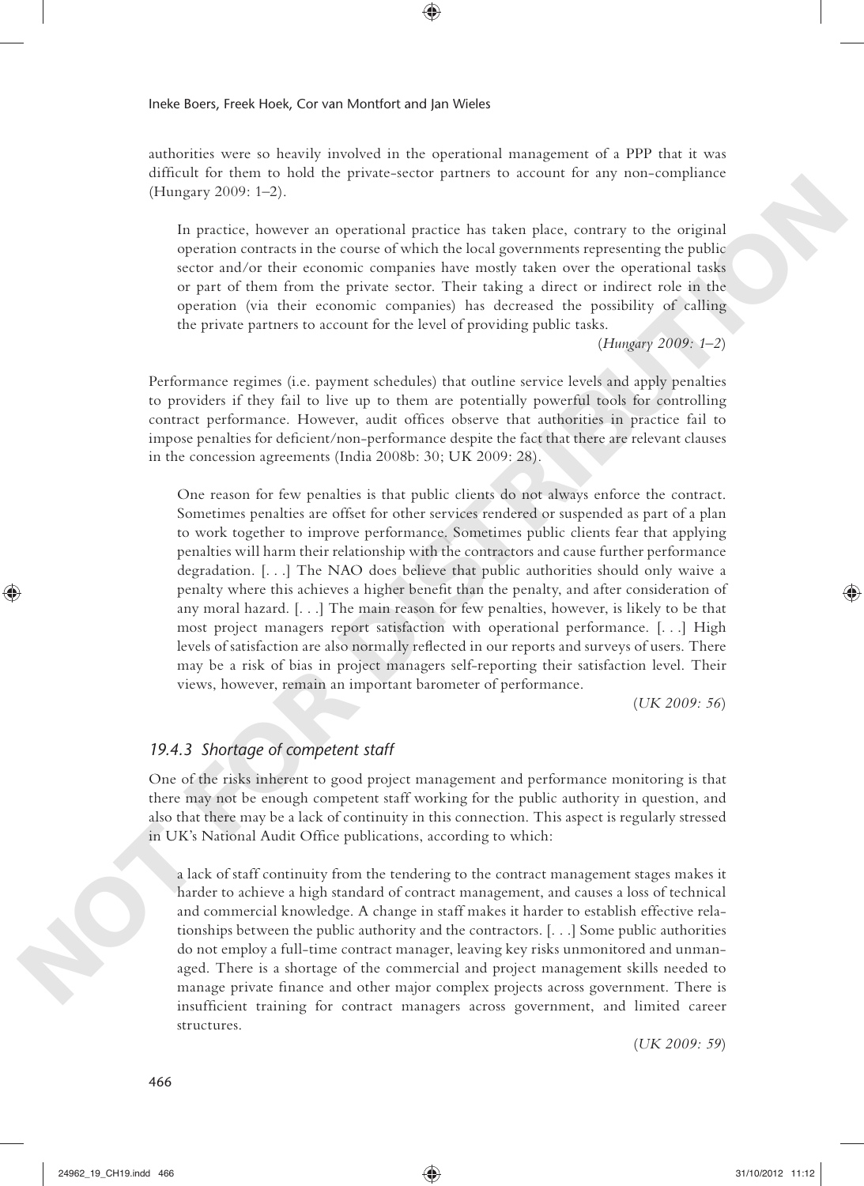authorities were so heavily involved in the operational management of a PPP that it was difficult for them to hold the private-sector partners to account for any non-compliance (Hungary 2009: 1–2).

> In practice, however an operational practice has taken place, contrary to the original operation contracts in the course of which the local governments representing the public sector and/or their economic companies have mostly taken over the operational tasks or part of them from the private sector. Their taking a direct or indirect role in the operation (via their economic companies) has decreased the possibility of calling the private partners to account for the level of providing public tasks.
>
> (*Hungary 2009: 1–2*)

Performance regimes (i.e. payment schedules) that outline service levels and apply penalties to providers if they fail to live up to them are potentially powerful tools for controlling contract performance. However, audit offices observe that authorities in practice fail to impose penalties for deficient/non-performance despite the fact that there are relevant clauses in the concession agreements (India 2008b: 30; UK 2009: 28).

> One reason for few penalties is that public clients do not always enforce the contract. Sometimes penalties are offset for other services rendered or suspended as part of a plan to work together to improve performance. Sometimes public clients fear that applying penalties will harm their relationship with the contractors and cause further performance degradation. [. . .] The NAO does believe that public authorities should only waive a penalty where this achieves a higher benefit than the penalty, and after consideration of any moral hazard. [. . .] The main reason for few penalties, however, is likely to be that most project managers report satisfaction with operational performance. [. . .] High levels of satisfaction are also normally reflected in our reports and surveys of users. There may be a risk of bias in project managers self-reporting their satisfaction level. Their views, however, remain an important barometer of performance.
>
> (*UK 2009: 56*)

### *19.4.3 Shortage of competent staff*

One of the risks inherent to good project management and performance monitoring is that there may not be enough competent staff working for the public authority in question, and also that there may be a lack of continuity in this connection. This aspect is regularly stressed in UK's National Audit Office publications, according to which:

> a lack of staff continuity from the tendering to the contract management stages makes it harder to achieve a high standard of contract management, and causes a loss of technical and commercial knowledge. A change in staff makes it harder to establish effective relationships between the public authority and the contractors. [. . .] Some public authorities do not employ a full-time contract manager, leaving key risks unmonitored and unmanaged. There is a shortage of the commercial and project management skills needed to manage private finance and other major complex projects across government. There is insufficient training for contract managers across government, and limited career structures.
>
> (*UK 2009: 59*)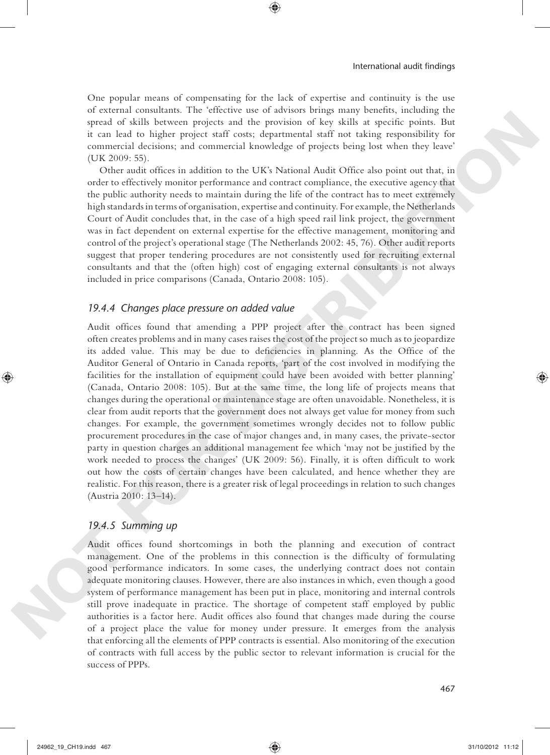One popular means of compensating for the lack of expertise and continuity is the use of external consultants. The 'effective use of advisors brings many benefits, including the spread of skills between projects and the provision of key skills at specific points. But it can lead to higher project staff costs; departmental staff not taking responsibility for commercial decisions; and commercial knowledge of projects being lost when they leave' (UK 2009: 55).

Other audit offices in addition to the UK's National Audit Office also point out that, in order to effectively monitor performance and contract compliance, the executive agency that the public authority needs to maintain during the life of the contract has to meet extremely high standards in terms of organisation, expertise and continuity. For example, the Netherlands Court of Audit concludes that, in the case of a high speed rail link project, the government was in fact dependent on external expertise for the effective management, monitoring and control of the project's operational stage (The Netherlands 2002: 45, 76). Other audit reports suggest that proper tendering procedures are not consistently used for recruiting external consultants and that the (often high) cost of engaging external consultants is not always included in price comparisons (Canada, Ontario 2008: 105).

### *19.4.4 Changes place pressure on added value*

Audit offices found that amending a PPP project after the contract has been signed often creates problems and in many cases raises the cost of the project so much as to jeopardize its added value. This may be due to deficiencies in planning. As the Office of the Auditor General of Ontario in Canada reports, 'part of the cost involved in modifying the facilities for the installation of equipment could have been avoided with better planning' (Canada, Ontario 2008: 105). But at the same time, the long life of projects means that changes during the operational or maintenance stage are often unavoidable. Nonetheless, it is clear from audit reports that the government does not always get value for money from such changes. For example, the government sometimes wrongly decides not to follow public procurement procedures in the case of major changes and, in many cases, the private-sector party in question charges an additional management fee which 'may not be justified by the work needed to process the changes' (UK 2009: 56). Finally, it is often difficult to work out how the costs of certain changes have been calculated, and hence whether they are realistic. For this reason, there is a greater risk of legal proceedings in relation to such changes (Austria 2010: 13–14).

### *19.4.5 Summing up*

Audit offices found shortcomings in both the planning and execution of contract management. One of the problems in this connection is the difficulty of formulating good performance indicators. In some cases, the underlying contract does not contain adequate monitoring clauses. However, there are also instances in which, even though a good system of performance management has been put in place, monitoring and internal controls still prove inadequate in practice. The shortage of competent staff employed by public authorities is a factor here. Audit offices also found that changes made during the course of a project place the value for money under pressure. It emerges from the analysis that enforcing all the elements of PPP contracts is essential. Also monitoring of the execution of contracts with full access by the public sector to relevant information is crucial for the success of PPPs.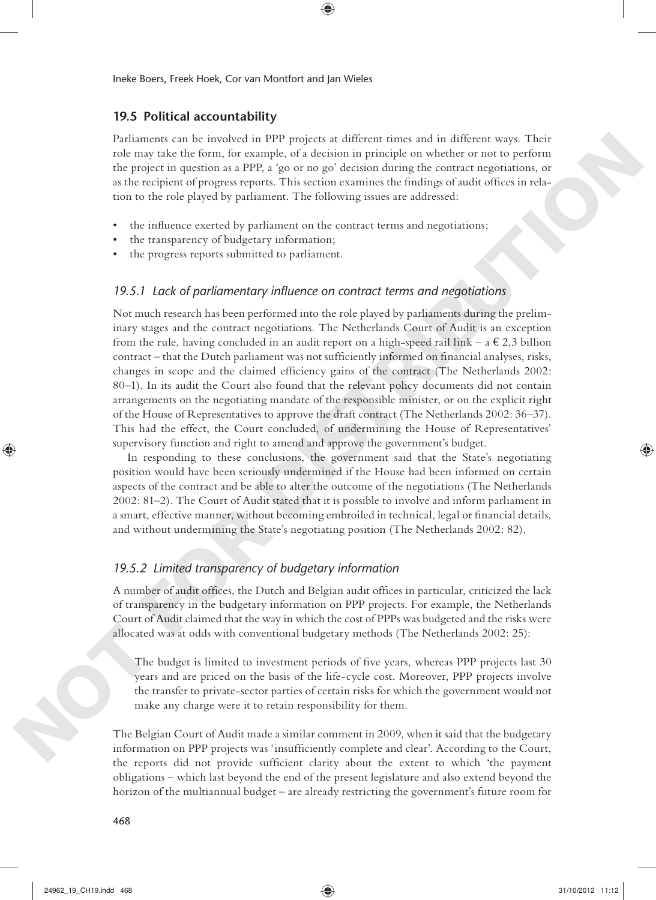## 19.5 Political accountability

Parliaments can be involved in PPP projects at different times and in different ways. Their role may take the form, for example, of a decision in principle on whether or not to perform the project in question as a PPP, a 'go or no go' decision during the contract negotiations, or as the recipient of progress reports. This section examines the findings of audit offices in relation to the role played by parliament. The following issues are addressed:

- the influence exerted by parliament on the contract terms and negotiations;
- the transparency of budgetary information;
- the progress reports submitted to parliament.

### *19.5.1 Lack of parliamentary influence on contract terms and negotiations*

Not much research has been performed into the role played by parliaments during the preliminary stages and the contract negotiations. The Netherlands Court of Audit is an exception from the rule, having concluded in an audit report on a high-speed rail link – a € 2,3 billion contract – that the Dutch parliament was not sufficiently informed on financial analyses, risks, changes in scope and the claimed efficiency gains of the contract (The Netherlands 2002: 80–1). In its audit the Court also found that the relevant policy documents did not contain arrangements on the negotiating mandate of the responsible minister, or on the explicit right of the House of Representatives to approve the draft contract (The Netherlands 2002: 36–37). This had the effect, the Court concluded, of undermining the House of Representatives' supervisory function and right to amend and approve the government's budget.

In responding to these conclusions, the government said that the State's negotiating position would have been seriously undermined if the House had been informed on certain aspects of the contract and be able to alter the outcome of the negotiations (The Netherlands 2002: 81–2). The Court of Audit stated that it is possible to involve and inform parliament in a smart, effective manner, without becoming embroiled in technical, legal or financial details, and without undermining the State's negotiating position (The Netherlands 2002: 82).

### *19.5.2 Limited transparency of budgetary information*

A number of audit offices, the Dutch and Belgian audit offices in particular, criticized the lack of transparency in the budgetary information on PPP projects. For example, the Netherlands Court of Audit claimed that the way in which the cost of PPPs was budgeted and the risks were allocated was at odds with conventional budgetary methods (The Netherlands 2002: 25):

> The budget is limited to investment periods of five years, whereas PPP projects last 30 years and are priced on the basis of the life-cycle cost. Moreover, PPP projects involve the transfer to private-sector parties of certain risks for which the government would not make any charge were it to retain responsibility for them.

The Belgian Court of Audit made a similar comment in 2009, when it said that the budgetary information on PPP projects was 'insufficiently complete and clear'. According to the Court, the reports did not provide sufficient clarity about the extent to which 'the payment obligations – which last beyond the end of the present legislature and also extend beyond the horizon of the multiannual budget – are already restricting the government's future room for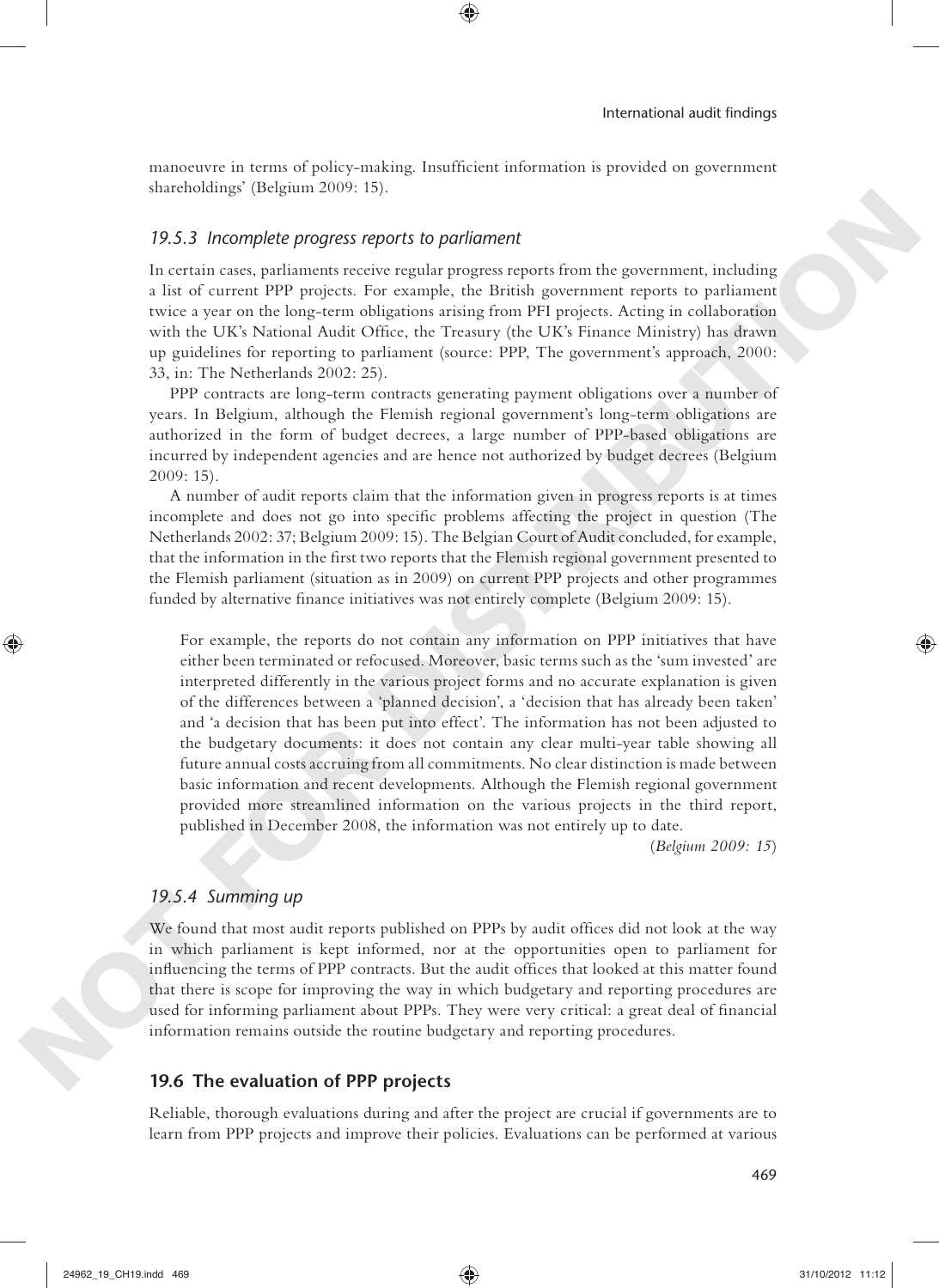manoeuvre in terms of policy-making. Insufficient information is provided on government shareholdings' (Belgium 2009: 15).

### *19.5.3 Incomplete progress reports to parliament*

In certain cases, parliaments receive regular progress reports from the government, including a list of current PPP projects. For example, the British government reports to parliament twice a year on the long-term obligations arising from PFI projects. Acting in collaboration with the UK's National Audit Office, the Treasury (the UK's Finance Ministry) has drawn up guidelines for reporting to parliament (source: PPP, The government's approach, 2000: 33, in: The Netherlands 2002: 25).

PPP contracts are long-term contracts generating payment obligations over a number of years. In Belgium, although the Flemish regional government's long-term obligations are authorized in the form of budget decrees, a large number of PPP-based obligations are incurred by independent agencies and are hence not authorized by budget decrees (Belgium 2009: 15).

A number of audit reports claim that the information given in progress reports is at times incomplete and does not go into specific problems affecting the project in question (The Netherlands 2002: 37; Belgium 2009: 15). The Belgian Court of Audit concluded, for example, that the information in the first two reports that the Flemish regional government presented to the Flemish parliament (situation as in 2009) on current PPP projects and other programmes funded by alternative finance initiatives was not entirely complete (Belgium 2009: 15).

> For example, the reports do not contain any information on PPP initiatives that have either been terminated or refocused. Moreover, basic terms such as the 'sum invested' are interpreted differently in the various project forms and no accurate explanation is given of the differences between a 'planned decision', a 'decision that has already been taken' and 'a decision that has been put into effect'. The information has not been adjusted to the budgetary documents: it does not contain any clear multi-year table showing all future annual costs accruing from all commitments. No clear distinction is made between basic information and recent developments. Although the Flemish regional government provided more streamlined information on the various projects in the third report, published in December 2008, the information was not entirely up to date.
>
> (*Belgium 2009: 15*)

### *19.5.4 Summing up*

We found that most audit reports published on PPPs by audit offices did not look at the way in which parliament is kept informed, nor at the opportunities open to parliament for influencing the terms of PPP contracts. But the audit offices that looked at this matter found that there is scope for improving the way in which budgetary and reporting procedures are used for informing parliament about PPPs. They were very critical: a great deal of financial information remains outside the routine budgetary and reporting procedures.

## **19.6 The evaluation of PPP projects**

Reliable, thorough evaluations during and after the project are crucial if governments are to learn from PPP projects and improve their policies. Evaluations can be performed at various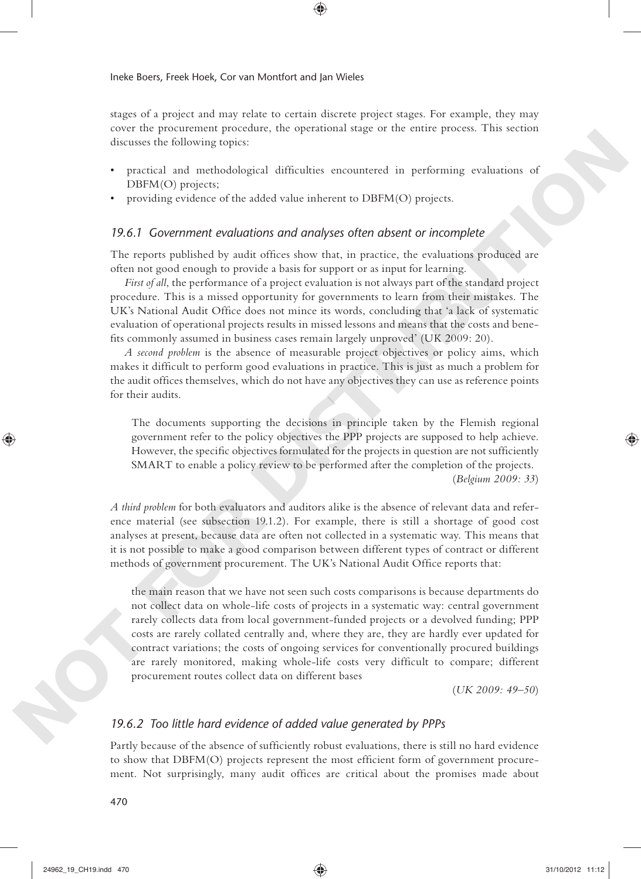stages of a project and may relate to certain discrete project stages. For example, they may cover the procurement procedure, the operational stage or the entire process. This section discusses the following topics:

- practical and methodological difficulties encountered in performing evaluations of DBFM(O) projects;
- providing evidence of the added value inherent to DBFM(O) projects.

### *19.6.1 Government evaluations and analyses often absent or incomplete*

The reports published by audit offices show that, in practice, the evaluations produced are often not good enough to provide a basis for support or as input for learning.

*First of all*, the performance of a project evaluation is not always part of the standard project procedure. This is a missed opportunity for governments to learn from their mistakes. The UK's National Audit Office does not mince its words, concluding that 'a lack of systematic evaluation of operational projects results in missed lessons and means that the costs and benefits commonly assumed in business cases remain largely unproved' (UK 2009: 20).

*A second problem* is the absence of measurable project objectives or policy aims, which makes it difficult to perform good evaluations in practice. This is just as much a problem for the audit offices themselves, which do not have any objectives they can use as reference points for their audits.

> The documents supporting the decisions in principle taken by the Flemish regional government refer to the policy objectives the PPP projects are supposed to help achieve. However, the specific objectives formulated for the projects in question are not sufficiently SMART to enable a policy review to be performed after the completion of the projects.
>
> (*Belgium 2009: 33*)

*A third problem* for both evaluators and auditors alike is the absence of relevant data and reference material (see subsection 19.1.2). For example, there is still a shortage of good cost analyses at present, because data are often not collected in a systematic way. This means that it is not possible to make a good comparison between different types of contract or different methods of government procurement. The UK's National Audit Office reports that:

> the main reason that we have not seen such costs comparisons is because departments do not collect data on whole-life costs of projects in a systematic way: central government rarely collects data from local government-funded projects or a devolved funding; PPP costs are rarely collated centrally and, where they are, they are hardly ever updated for contract variations; the costs of ongoing services for conventionally procured buildings are rarely monitored, making whole-life costs very difficult to compare; different procurement routes collect data on different bases
>
> (*UK 2009: 49–50*)

### *19.6.2 Too little hard evidence of added value generated by PPPs*

Partly because of the absence of sufficiently robust evaluations, there is still no hard evidence to show that DBFM(O) projects represent the most efficient form of government procurement. Not surprisingly, many audit offices are critical about the promises made about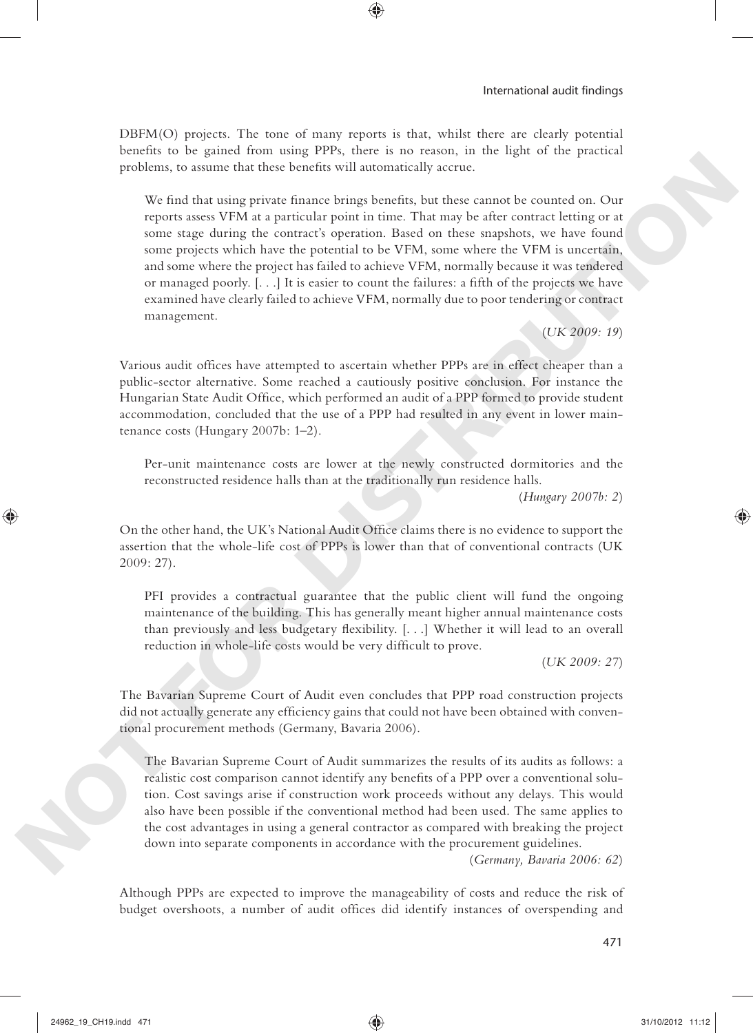DBFM(O) projects. The tone of many reports is that, whilst there are clearly potential benefits to be gained from using PPPs, there is no reason, in the light of the practical problems, to assume that these benefits will automatically accrue.

> We find that using private finance brings benefits, but these cannot be counted on. Our reports assess VFM at a particular point in time. That may be after contract letting or at some stage during the contract's operation. Based on these snapshots, we have found some projects which have the potential to be VFM, some where the VFM is uncertain, and some where the project has failed to achieve VFM, normally because it was tendered or managed poorly. [. . .] It is easier to count the failures: a fifth of the projects we have examined have clearly failed to achieve VFM, normally due to poor tendering or contract management.
>
> (*UK 2009: 19*)

Various audit offices have attempted to ascertain whether PPPs are in effect cheaper than a public-sector alternative. Some reached a cautiously positive conclusion. For instance the Hungarian State Audit Office, which performed an audit of a PPP formed to provide student accommodation, concluded that the use of a PPP had resulted in any event in lower maintenance costs (Hungary 2007b: 1–2).

> Per-unit maintenance costs are lower at the newly constructed dormitories and the reconstructed residence halls than at the traditionally run residence halls.
>
> (*Hungary 2007b: 2*)

On the other hand, the UK's National Audit Office claims there is no evidence to support the assertion that the whole-life cost of PPPs is lower than that of conventional contracts (UK 2009: 27).

> PFI provides a contractual guarantee that the public client will fund the ongoing maintenance of the building. This has generally meant higher annual maintenance costs than previously and less budgetary flexibility. [. . .] Whether it will lead to an overall reduction in whole-life costs would be very difficult to prove.
>
> (*UK 2009: 27*)

The Bavarian Supreme Court of Audit even concludes that PPP road construction projects did not actually generate any efficiency gains that could not have been obtained with conventional procurement methods (Germany, Bavaria 2006).

> The Bavarian Supreme Court of Audit summarizes the results of its audits as follows: a realistic cost comparison cannot identify any benefits of a PPP over a conventional solution. Cost savings arise if construction work proceeds without any delays. This would also have been possible if the conventional method had been used. The same applies to the cost advantages in using a general contractor as compared with breaking the project down into separate components in accordance with the procurement guidelines.
>
> (*Germany, Bavaria 2006: 62*)

Although PPPs are expected to improve the manageability of costs and reduce the risk of budget overshoots, a number of audit offices did identify instances of overspending and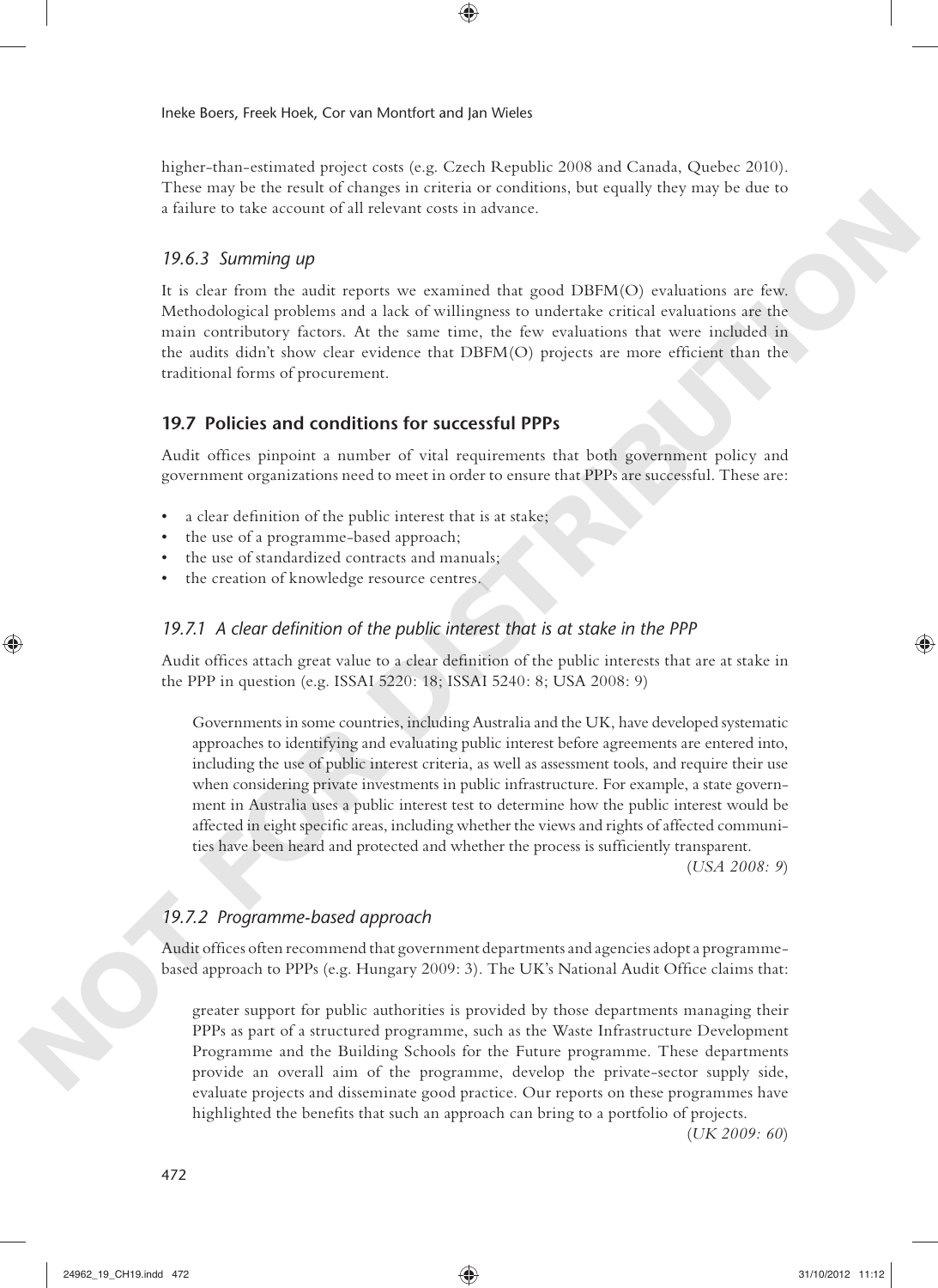higher-than-estimated project costs (e.g. Czech Republic 2008 and Canada, Quebec 2010). These may be the result of changes in criteria or conditions, but equally they may be due to a failure to take account of all relevant costs in advance.

### *19.6.3 Summing up*

It is clear from the audit reports we examined that good DBFM(O) evaluations are few. Methodological problems and a lack of willingness to undertake critical evaluations are the main contributory factors. At the same time, the few evaluations that were included in the audits didn't show clear evidence that DBFM(O) projects are more efficient than the traditional forms of procurement.

## **19.7 Policies and conditions for successful PPPs**

Audit offices pinpoint a number of vital requirements that both government policy and government organizations need to meet in order to ensure that PPPs are successful. These are:

- a clear definition of the public interest that is at stake;
- the use of a programme-based approach;
- the use of standardized contracts and manuals;
- the creation of knowledge resource centres.

### *19.7.1 A clear definition of the public interest that is at stake in the PPP*

Audit offices attach great value to a clear definition of the public interests that are at stake in the PPP in question (e.g. ISSAI 5220: 18; ISSAI 5240: 8; USA 2008: 9)

> Governments in some countries, including Australia and the UK, have developed systematic approaches to identifying and evaluating public interest before agreements are entered into, including the use of public interest criteria, as well as assessment tools, and require their use when considering private investments in public infrastructure. For example, a state government in Australia uses a public interest test to determine how the public interest would be affected in eight specific areas, including whether the views and rights of affected communities have been heard and protected and whether the process is sufficiently transparent.
>
> (*USA 2008: 9*)

### *19.7.2 Programme-based approach*

Audit offices often recommend that government departments and agencies adopt a programme-based approach to PPPs (e.g. Hungary 2009: 3). The UK's National Audit Office claims that:

> greater support for public authorities is provided by those departments managing their PPPs as part of a structured programme, such as the Waste Infrastructure Development Programme and the Building Schools for the Future programme. These departments provide an overall aim of the programme, develop the private-sector supply side, evaluate projects and disseminate good practice. Our reports on these programmes have highlighted the benefits that such an approach can bring to a portfolio of projects.
>
> (*UK 2009: 60*)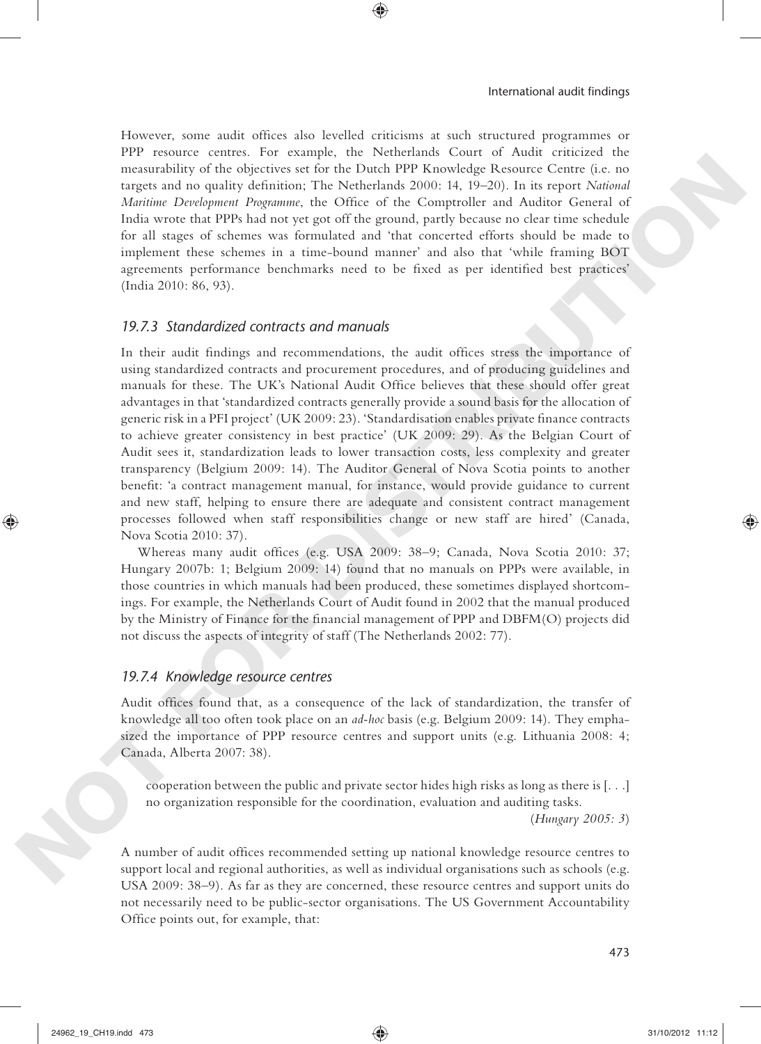However, some audit offices also levelled criticisms at such structured programmes or PPP resource centres. For example, the Netherlands Court of Audit criticized the measurability of the objectives set for the Dutch PPP Knowledge Resource Centre (i.e. no targets and no quality definition; The Netherlands 2000: 14, 19–20). In its report *National Maritime Development Programme*, the Office of the Comptroller and Auditor General of India wrote that PPPs had not yet got off the ground, partly because no clear time schedule for all stages of schemes was formulated and 'that concerted efforts should be made to implement these schemes in a time-bound manner' and also that 'while framing BOT agreements performance benchmarks need to be fixed as per identified best practices' (India 2010: 86, 93).

### *19.7.3 Standardized contracts and manuals*

In their audit findings and recommendations, the audit offices stress the importance of using standardized contracts and procurement procedures, and of producing guidelines and manuals for these. The UK's National Audit Office believes that these should offer great advantages in that 'standardized contracts generally provide a sound basis for the allocation of generic risk in a PFI project' (UK 2009: 23). 'Standardisation enables private finance contracts to achieve greater consistency in best practice' (UK 2009: 29). As the Belgian Court of Audit sees it, standardization leads to lower transaction costs, less complexity and greater transparency (Belgium 2009: 14). The Auditor General of Nova Scotia points to another benefit: 'a contract management manual, for instance, would provide guidance to current and new staff, helping to ensure there are adequate and consistent contract management processes followed when staff responsibilities change or new staff are hired' (Canada, Nova Scotia 2010: 37).

Whereas many audit offices (e.g. USA 2009: 38–9; Canada, Nova Scotia 2010: 37; Hungary 2007b: 1; Belgium 2009: 14) found that no manuals on PPPs were available, in those countries in which manuals had been produced, these sometimes displayed shortcomings. For example, the Netherlands Court of Audit found in 2002 that the manual produced by the Ministry of Finance for the financial management of PPP and DBFM(O) projects did not discuss the aspects of integrity of staff (The Netherlands 2002: 77).

### *19.7.4 Knowledge resource centres*

Audit offices found that, as a consequence of the lack of standardization, the transfer of knowledge all too often took place on an *ad-hoc* basis (e.g. Belgium 2009: 14). They emphasized the importance of PPP resource centres and support units (e.g. Lithuania 2008: 4; Canada, Alberta 2007: 38).

> cooperation between the public and private sector hides high risks as long as there is [. . .] no organization responsible for the coordination, evaluation and auditing tasks.
>
> (*Hungary 2005: 3*)

A number of audit offices recommended setting up national knowledge resource centres to support local and regional authorities, as well as individual organisations such as schools (e.g. USA 2009: 38–9). As far as they are concerned, these resource centres and support units do not necessarily need to be public-sector organisations. The US Government Accountability Office points out, for example, that: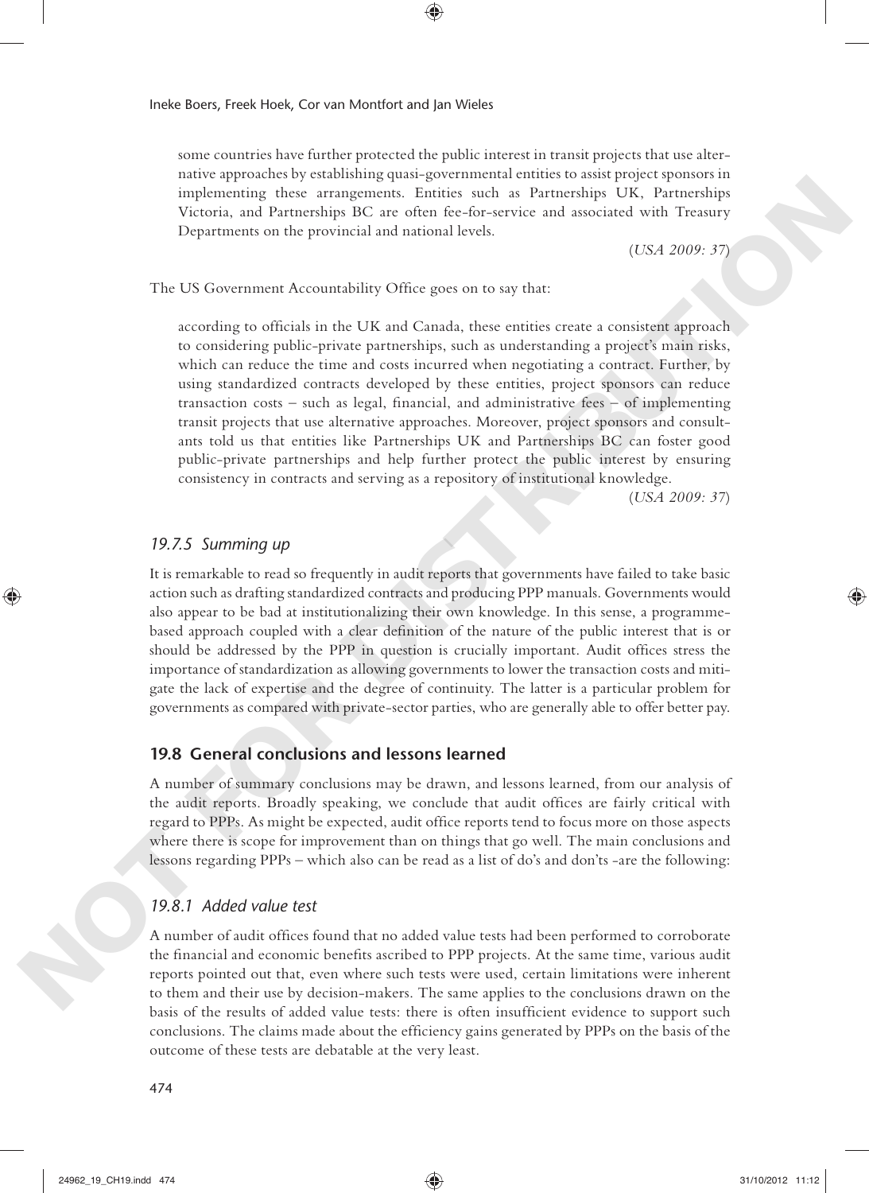some countries have further protected the public interest in transit projects that use alternative approaches by establishing quasi-governmental entities to assist project sponsors in implementing these arrangements. Entities such as Partnerships UK, Partnerships Victoria, and Partnerships BC are often fee-for-service and associated with Treasury Departments on the provincial and national levels.

(*USA 2009: 37*)

The US Government Accountability Office goes on to say that:

> according to officials in the UK and Canada, these entities create a consistent approach to considering public-private partnerships, such as understanding a project's main risks, which can reduce the time and costs incurred when negotiating a contract. Further, by using standardized contracts developed by these entities, project sponsors can reduce transaction costs – such as legal, financial, and administrative fees – of implementing transit projects that use alternative approaches. Moreover, project sponsors and consultants told us that entities like Partnerships UK and Partnerships BC can foster good public-private partnerships and help further protect the public interest by ensuring consistency in contracts and serving as a repository of institutional knowledge.
>
> (*USA 2009: 37*)

### *19.7.5 Summing up*

It is remarkable to read so frequently in audit reports that governments have failed to take basic action such as drafting standardized contracts and producing PPP manuals. Governments would also appear to be bad at institutionalizing their own knowledge. In this sense, a programme-based approach coupled with a clear definition of the nature of the public interest that is or should be addressed by the PPP in question is crucially important. Audit offices stress the importance of standardization as allowing governments to lower the transaction costs and mitigate the lack of expertise and the degree of continuity. The latter is a particular problem for governments as compared with private-sector parties, who are generally able to offer better pay.

## **19.8 General conclusions and lessons learned**

A number of summary conclusions may be drawn, and lessons learned, from our analysis of the audit reports. Broadly speaking, we conclude that audit offices are fairly critical with regard to PPPs. As might be expected, audit office reports tend to focus more on those aspects where there is scope for improvement than on things that go well. The main conclusions and lessons regarding PPPs – which also can be read as a list of do's and don'ts -are the following:

### *19.8.1 Added value test*

A number of audit offices found that no added value tests had been performed to corroborate the financial and economic benefits ascribed to PPP projects. At the same time, various audit reports pointed out that, even where such tests were used, certain limitations were inherent to them and their use by decision-makers. The same applies to the conclusions drawn on the basis of the results of added value tests: there is often insufficient evidence to support such conclusions. The claims made about the efficiency gains generated by PPPs on the basis of the outcome of these tests are debatable at the very least.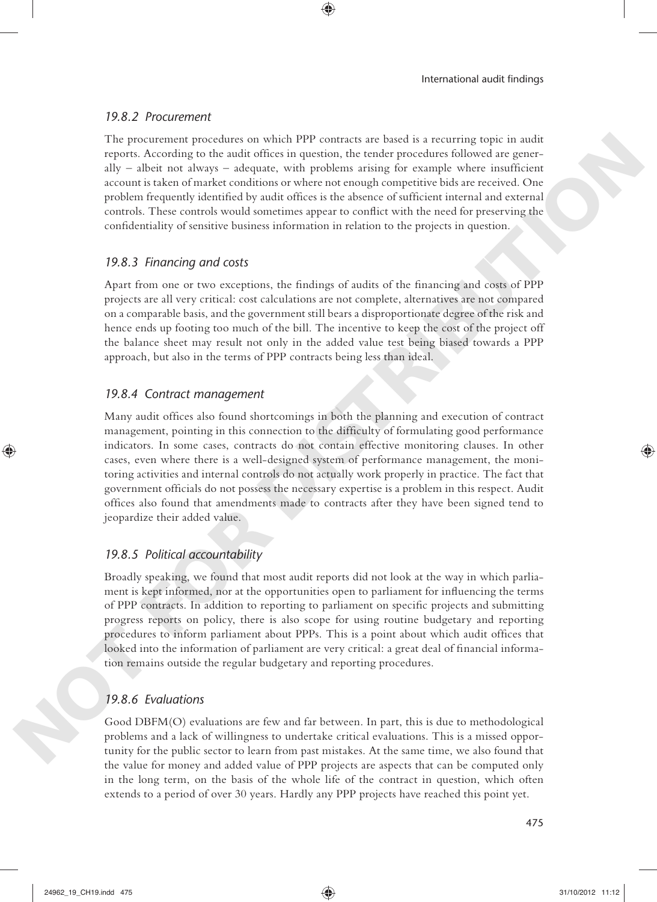### *19.8.2 Procurement*

The procurement procedures on which PPP contracts are based is a recurring topic in audit reports. According to the audit offices in question, the tender procedures followed are generally – albeit not always – adequate, with problems arising for example where insufficient account is taken of market conditions or where not enough competitive bids are received. One problem frequently identified by audit offices is the absence of sufficient internal and external controls. These controls would sometimes appear to conflict with the need for preserving the confidentiality of sensitive business information in relation to the projects in question.

### *19.8.3 Financing and costs*

Apart from one or two exceptions, the findings of audits of the financing and costs of PPP projects are all very critical: cost calculations are not complete, alternatives are not compared on a comparable basis, and the government still bears a disproportionate degree of the risk and hence ends up footing too much of the bill. The incentive to keep the cost of the project off the balance sheet may result not only in the added value test being biased towards a PPP approach, but also in the terms of PPP contracts being less than ideal.

### *19.8.4 Contract management*

Many audit offices also found shortcomings in both the planning and execution of contract management, pointing in this connection to the difficulty of formulating good performance indicators. In some cases, contracts do not contain effective monitoring clauses. In other cases, even where there is a well-designed system of performance management, the monitoring activities and internal controls do not actually work properly in practice. The fact that government officials do not possess the necessary expertise is a problem in this respect. Audit offices also found that amendments made to contracts after they have been signed tend to jeopardize their added value.

### *19.8.5 Political accountability*

Broadly speaking, we found that most audit reports did not look at the way in which parliament is kept informed, nor at the opportunities open to parliament for influencing the terms of PPP contracts. In addition to reporting to parliament on specific projects and submitting progress reports on policy, there is also scope for using routine budgetary and reporting procedures to inform parliament about PPPs. This is a point about which audit offices that looked into the information of parliament are very critical: a great deal of financial information remains outside the regular budgetary and reporting procedures.

### *19.8.6 Evaluations*

Good DBFM(O) evaluations are few and far between. In part, this is due to methodological problems and a lack of willingness to undertake critical evaluations. This is a missed opportunity for the public sector to learn from past mistakes. At the same time, we also found that the value for money and added value of PPP projects are aspects that can be computed only in the long term, on the basis of the whole life of the contract in question, which often extends to a period of over 30 years. Hardly any PPP projects have reached this point yet.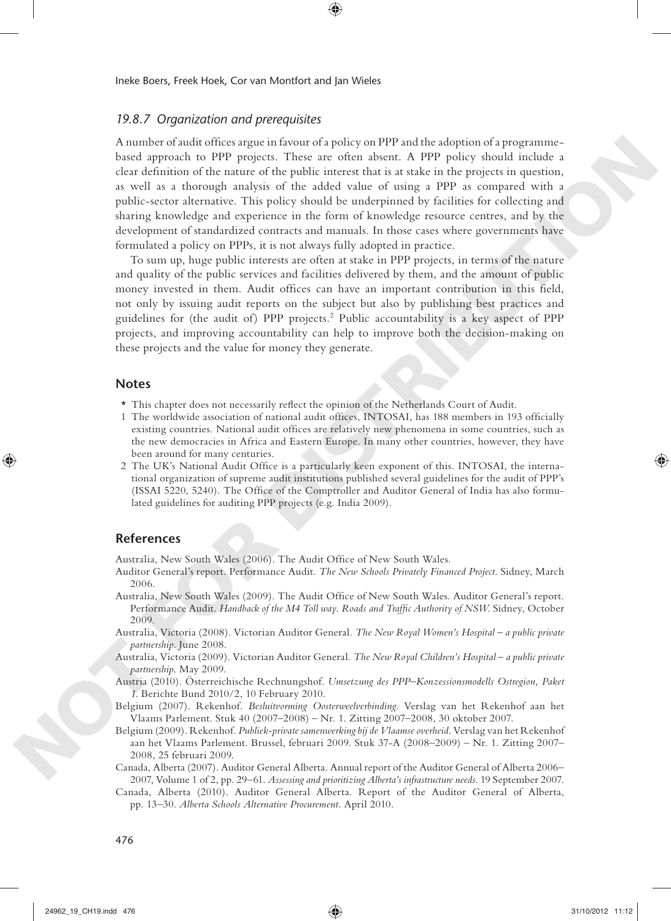### *19.8.7 Organization and prerequisites*

A number of audit offices argue in favour of a policy on PPP and the adoption of a programme-based approach to PPP projects. These are often absent. A PPP policy should include a clear definition of the nature of the public interest that is at stake in the projects in question, as well as a thorough analysis of the added value of using a PPP as compared with a public-sector alternative. This policy should be underpinned by facilities for collecting and sharing knowledge and experience in the form of knowledge resource centres, and by the development of standardized contracts and manuals. In those cases where governments have formulated a policy on PPPs, it is not always fully adopted in practice.

To sum up, huge public interests are often at stake in PPP projects, in terms of the nature and quality of the public services and facilities delivered by them, and the amount of public money invested in them. Audit offices can have an important contribution in this field, not only by issuing audit reports on the subject but also by publishing best practices and guidelines for (the audit of) PPP projects.[2] Public accountability is a key aspect of PPP projects, and improving accountability can help to improve both the decision-making on these projects and the value for money they generate.

## Notes

\* This chapter does not necessarily reflect the opinion of the Netherlands Court of Audit.

1 The worldwide association of national audit offices, INTOSAI, has 188 members in 193 officially existing countries. National audit offices are relatively new phenomena in some countries, such as the new democracies in Africa and Eastern Europe. In many other countries, however, they have been around for many centuries.

2 The UK's National Audit Office is a particularly keen exponent of this. INTOSAI, the international organization of supreme audit institutions published several guidelines for the audit of PPP's (ISSAI 5220, 5240). The Office of the Comptroller and Auditor General of India has also formulated guidelines for auditing PPP projects (e.g. India 2009).

## References

Australia, New South Wales (2006). The Audit Office of New South Wales.

Auditor General's report. Performance Audit. *The New Schools Privately Financed Project*. Sidney, March 2006.

Australia, New South Wales (2009). The Audit Office of New South Wales. Auditor General's report. Performance Audit. *Handback of the M4 Toll way. Roads and Traffic Authority of NSW.* Sidney, October 2009.

Australia, Victoria (2008). Victorian Auditor General. *The New Royal Women's Hospital – a public private partnership*. June 2008.

Australia, Victoria (2009). Victorian Auditor General. *The New Royal Children's Hospital – a public private partnership*. May 2009.

Austria (2010). Österreichische Rechnungshof. *Umsetzung des PPP–Konzessionsmodells Ostregion, Paket 1.* Berichte Bund 2010/2, 10 February 2010.

Belgium (2007). Rekenhof. *Besluitvorming Oosterweelverbinding*. Verslag van het Rekenhof aan het Vlaams Parlement. Stuk 40 (2007–2008) – Nr. 1. Zitting 2007–2008, 30 oktober 2007.

Belgium (2009). Rekenhof. *Publiek-private samenwerking bij de Vlaamse overheid*. Verslag van het Rekenhof aan het Vlaams Parlement. Brussel, februari 2009. Stuk 37-A (2008–2009) – Nr. 1. Zitting 2007–2008, 25 februari 2009.

Canada, Alberta (2007). Auditor General Alberta. Annual report of the Auditor General of Alberta 2006–2007, Volume 1 of 2, pp. 29–61. *Assessing and prioritizing Alberta's infrastructure needs*. 19 September 2007.

Canada, Alberta (2010). Auditor General Alberta. Report of the Auditor General of Alberta, pp. 13–30. *Alberta Schools Alternative Procurement*. April 2010.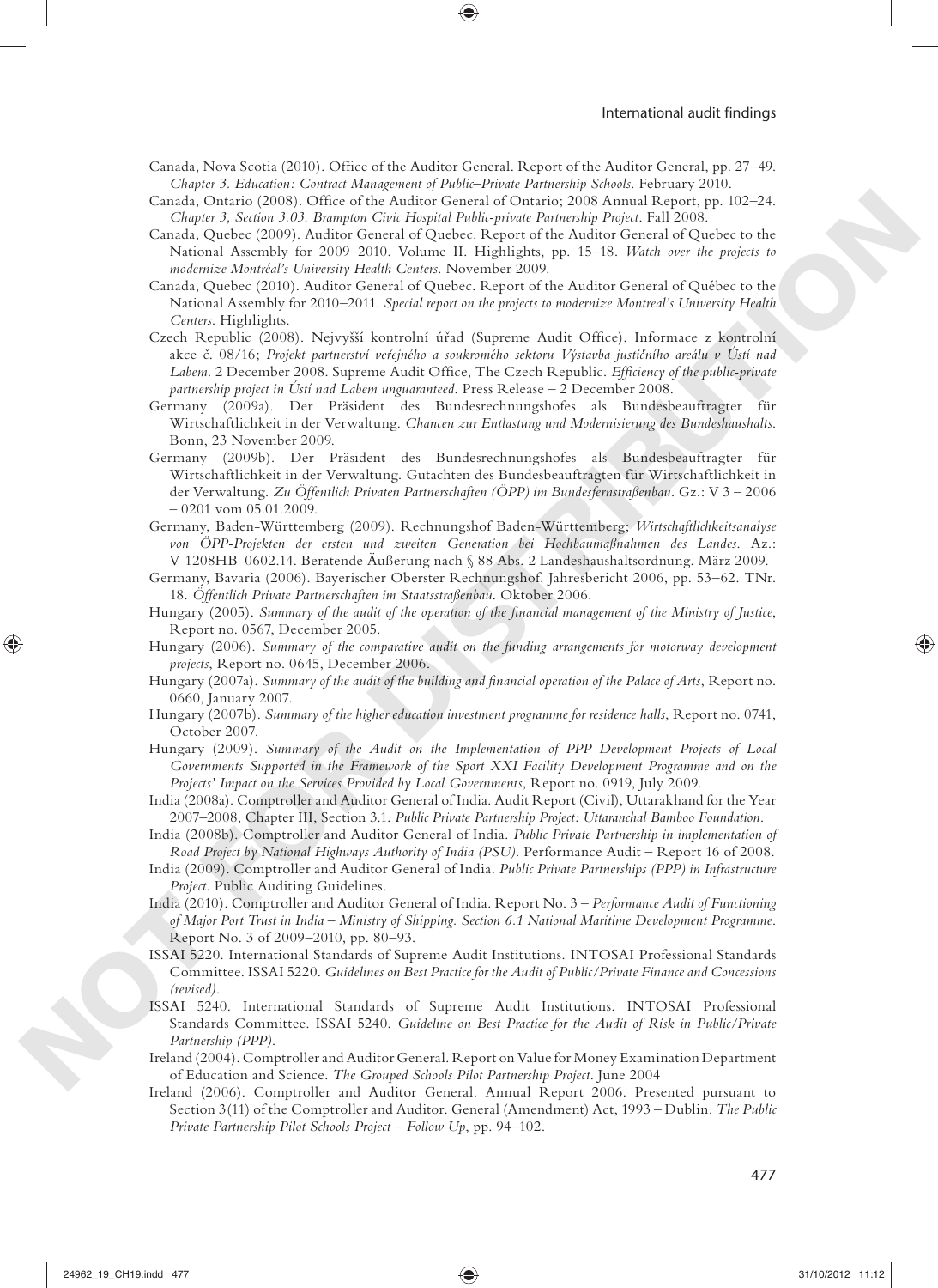Canada, Nova Scotia (2010). Office of the Auditor General. Report of the Auditor General, pp. 27–49. *Chapter 3. Education: Contract Management of Public–Private Partnership Schools*. February 2010.

Canada, Ontario (2008). Office of the Auditor General of Ontario; 2008 Annual Report, pp. 102–24. *Chapter 3, Section 3.03. Brampton Civic Hospital Public-private Partnership Project*. Fall 2008.

Canada, Quebec (2009). Auditor General of Quebec. Report of the Auditor General of Quebec to the National Assembly for 2009–2010. Volume II. Highlights, pp. 15–18. *Watch over the projects to modernize Montréal's University Health Centers*. November 2009.

Canada, Quebec (2010). Auditor General of Quebec. Report of the Auditor General of Québec to the National Assembly for 2010–2011. *Special report on the projects to modernize Montreal's University Health Centers*. Highlights.

Czech Republic (2008). Nejvyšší kontrolní úřad (Supreme Audit Office). Informace z kontrolní akce č. 08/16; *Projekt partnerství veřejného a soukromého sektoru Výstavba justičního areálu v Ústí nad Labem*. 2 December 2008. Supreme Audit Office, The Czech Republic. *Efficiency of the public-private partnership project in Ústí nad Labem unguaranteed*. Press Release – 2 December 2008.

Germany (2009a). Der Präsident des Bundesrechnungshofes als Bundesbeauftragter für Wirtschaftlichkeit in der Verwaltung. *Chancen zur Entlastung und Modernisierung des Bundeshaushalts*. Bonn, 23 November 2009.

Germany (2009b). Der Präsident des Bundesrechnungshofes als Bundesbeauftragter für Wirtschaftlichkeit in der Verwaltung. Gutachten des Bundesbeauftragten für Wirtschaftlichkeit in der Verwaltung. *Zu Öffentlich Privaten Partnerschaften (ÖPP) im Bundesfernstraßenbau*. Gz.: V 3 – 2006 – 0201 vom 05.01.2009.

Germany, Baden-Württemberg (2009). Rechnungshof Baden-Württemberg; *Wirtschaftlichkeitsanalyse von ÖPP-Projekten der ersten und zweiten Generation bei Hochbaumaßnahmen des Landes*. Az.: V-1208HB-0602.14. Beratende Äußerung nach § 88 Abs. 2 Landeshaushaltsordnung. März 2009.

Germany, Bavaria (2006). Bayerischer Oberster Rechnungshof. Jahresbericht 2006, pp. 53–62. TNr. 18. *Öffentlich Private Partnerschaften im Staatsstraßenbau*. Oktober 2006.

Hungary (2005). *Summary of the audit of the operation of the financial management of the Ministry of Justice*, Report no. 0567, December 2005.

Hungary (2006). *Summary of the comparative audit on the funding arrangements for motorway development projects*, Report no. 0645, December 2006.

Hungary (2007a). *Summary of the audit of the building and financial operation of the Palace of Arts*, Report no. 0660, January 2007.

Hungary (2007b). *Summary of the higher education investment programme for residence halls*, Report no. 0741, October 2007.

Hungary (2009). *Summary of the Audit on the Implementation of PPP Development Projects of Local Governments Supported in the Framework of the Sport XXI Facility Development Programme and on the Projects' Impact on the Services Provided by Local Governments*, Report no. 0919, July 2009.

India (2008a). Comptroller and Auditor General of India. Audit Report (Civil), Uttarakhand for the Year 2007–2008, Chapter III, Section 3.1. *Public Private Partnership Project: Uttaranchal Bamboo Foundation*.

India (2008b). Comptroller and Auditor General of India. *Public Private Partnership in implementation of Road Project by National Highways Authority of India (PSU)*. Performance Audit – Report 16 of 2008.

India (2009). Comptroller and Auditor General of India. *Public Private Partnerships (PPP) in Infrastructure Project*. Public Auditing Guidelines.

India (2010). Comptroller and Auditor General of India. Report No. 3 – *Performance Audit of Functioning of Major Port Trust in India – Ministry of Shipping. Section 6.1 National Maritime Development Programme*. Report No. 3 of 2009–2010, pp. 80–93.

ISSAI 5220. International Standards of Supreme Audit Institutions. INTOSAI Professional Standards Committee. ISSAI 5220. *Guidelines on Best Practice for the Audit of Public/Private Finance and Concessions (revised)*.

ISSAI 5240. International Standards of Supreme Audit Institutions. INTOSAI Professional Standards Committee. ISSAI 5240. *Guideline on Best Practice for the Audit of Risk in Public/Private Partnership (PPP)*.

Ireland (2004). Comptroller and Auditor General. Report on Value for Money Examination Department of Education and Science. *The Grouped Schools Pilot Partnership Project*. June 2004

Ireland (2006). Comptroller and Auditor General. Annual Report 2006. Presented pursuant to Section 3(11) of the Comptroller and Auditor. General (Amendment) Act, 1993 – Dublin. *The Public Private Partnership Pilot Schools Project – Follow Up*, pp. 94–102.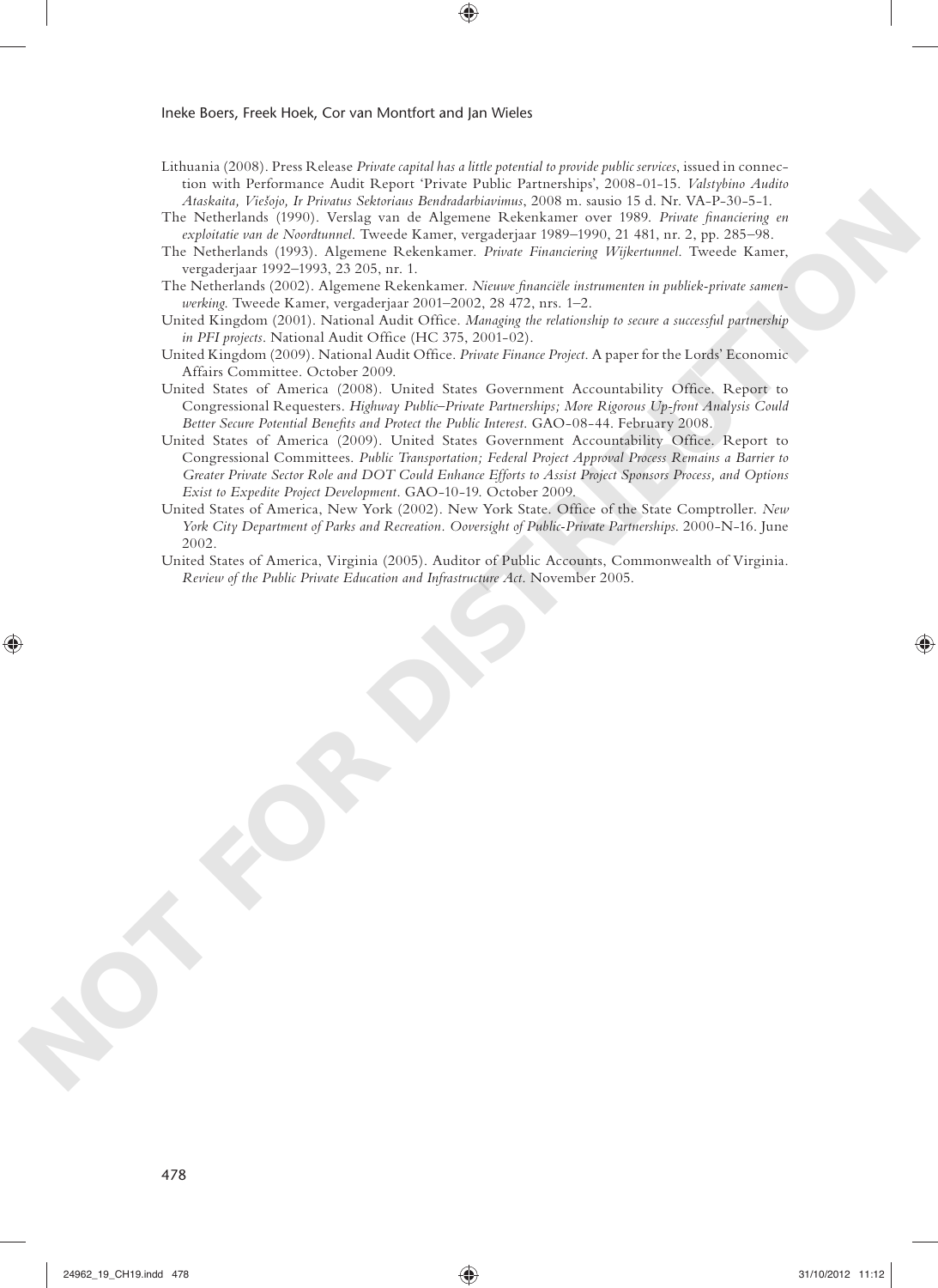Lithuania (2008). Press Release *Private capital has a little potential to provide public services*, issued in connection with Performance Audit Report 'Private Public Partnerships', 2008-01-15. *Valstybino Audito Ataskaita, Viešojo, Ir Privatus Sektoriaus Bendradarbiavimus*, 2008 m. sausio 15 d. Nr. VA-P-30-5-1.

The Netherlands (1990). Verslag van de Algemene Rekenkamer over 1989. *Private financiering en exploitatie van de Noordtunnel*. Tweede Kamer, vergaderjaar 1989–1990, 21 481, nr. 2, pp. 285–98.

The Netherlands (1993). Algemene Rekenkamer. *Private Financiering Wijkertunnel*. Tweede Kamer, vergaderjaar 1992–1993, 23 205, nr. 1.

The Netherlands (2002). Algemene Rekenkamer. *Nieuwe financiële instrumenten in publiek-private samenwerking*. Tweede Kamer, vergaderjaar 2001–2002, 28 472, nrs. 1–2.

United Kingdom (2001). National Audit Office. *Managing the relationship to secure a successful partnership in PFI projects*. National Audit Office (HC 375, 2001-02).

United Kingdom (2009). National Audit Office. *Private Finance Project*. A paper for the Lords' Economic Affairs Committee. October 2009.

United States of America (2008). United States Government Accountability Office. Report to Congressional Requesters. *Highway Public–Private Partnerships; More Rigorous Up-front Analysis Could Better Secure Potential Benefits and Protect the Public Interest*. GAO-08-44. February 2008.

United States of America (2009). United States Government Accountability Office. Report to Congressional Committees. *Public Transportation; Federal Project Approval Process Remains a Barrier to Greater Private Sector Role and DOT Could Enhance Efforts to Assist Project Sponsors Process, and Options Exist to Expedite Project Development*. GAO-10-19. October 2009.

United States of America, New York (2002). New York State. Office of the State Comptroller. *New York City Department of Parks and Recreation. Ooversight of Public-Private Partnerships*. 2000-N-16. June 2002.

United States of America, Virginia (2005). Auditor of Public Accounts, Commonwealth of Virginia. *Review of the Public Private Education and Infrastructure Act*. November 2005.